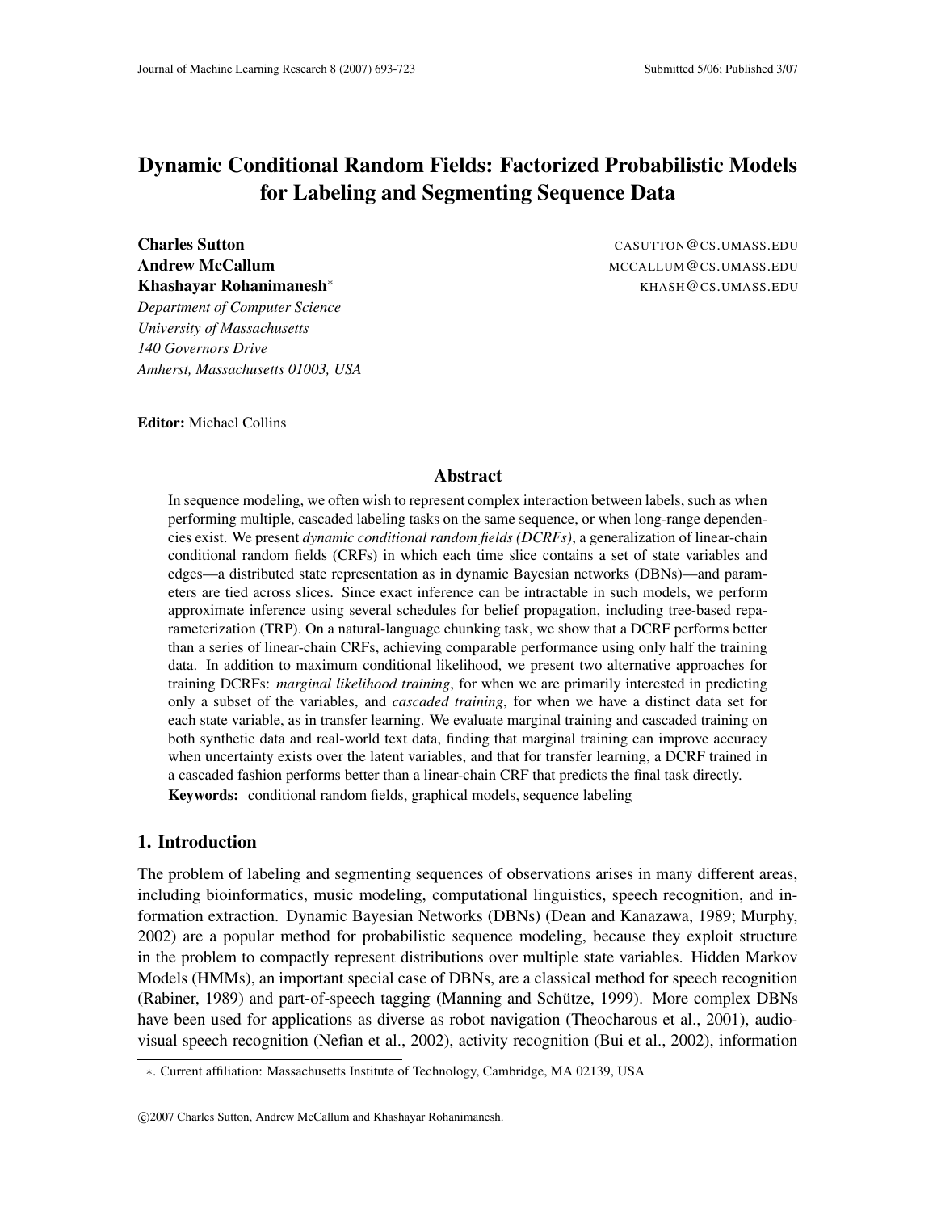# Dynamic Conditional Random Fields: Factorized Probabilistic Models for Labeling and Segmenting Sequence Data

**Charles Sutton** CASUTTON@CS.UMASS.EDU
**Andrew McCallum** MCCALLUM@CS.UMASS.EDU
**Khashayar Rohanimanesh**[*] KHASH@CS.UMASS.EDU

*Department of Computer Science*
*University of Massachusetts*
*140 Governors Drive*
*Amherst, Massachusetts 01003, USA*

**Editor:** Michael Collins

## Abstract

In sequence modeling, we often wish to represent complex interaction between labels, such as when performing multiple, cascaded labeling tasks on the same sequence, or when long-range dependencies exist. We present *dynamic conditional random fields (DCRFs)*, a generalization of linear-chain conditional random fields (CRFs) in which each time slice contains a set of state variables and edges—a distributed state representation as in dynamic Bayesian networks (DBNs)—and parameters are tied across slices. Since exact inference can be intractable in such models, we perform approximate inference using several schedules for belief propagation, including tree-based reparameterization (TRP). On a natural-language chunking task, we show that a DCRF performs better than a series of linear-chain CRFs, achieving comparable performance using only half the training data. In addition to maximum conditional likelihood, we present two alternative approaches for training DCRFs: *marginal likelihood training*, for when we are primarily interested in predicting only a subset of the variables, and *cascaded training*, for when we have a distinct data set for each state variable, as in transfer learning. We evaluate marginal training and cascaded training on both synthetic data and real-world text data, finding that marginal training can improve accuracy when uncertainty exists over the latent variables, and that for transfer learning, a DCRF trained in a cascaded fashion performs better than a linear-chain CRF that predicts the final task directly.

**Keywords:** conditional random fields, graphical models, sequence labeling

## 1. Introduction

The problem of labeling and segmenting sequences of observations arises in many different areas, including bioinformatics, music modeling, computational linguistics, speech recognition, and information extraction. Dynamic Bayesian Networks (DBNs) (Dean and Kanazawa, 1989; Murphy, 2002) are a popular method for probabilistic sequence modeling, because they exploit structure in the problem to compactly represent distributions over multiple state variables. Hidden Markov Models (HMMs), an important special case of DBNs, are a classical method for speech recognition (Rabiner, 1989) and part-of-speech tagging (Manning and Schütze, 1999). More complex DBNs have been used for applications as diverse as robot navigation (Theocharous et al., 2001), audio-visual speech recognition (Nefian et al., 2002), activity recognition (Bui et al., 2002), information

*. Current affiliation: Massachusetts Institute of Technology, Cambridge, MA 02139, USA

©2007 Charles Sutton, Andrew McCallum and Khashayar Rohanimanesh.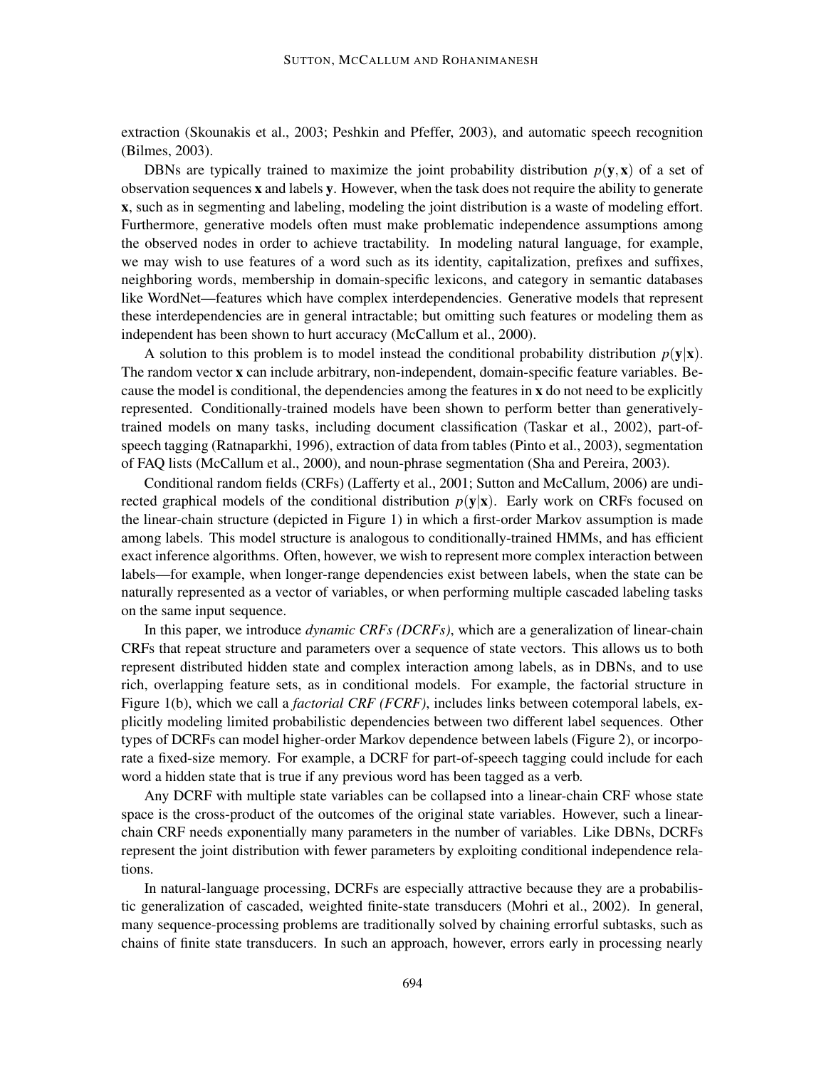extraction (Skounakis et al., 2003; Peshkin and Pfeffer, 2003), and automatic speech recognition (Bilmes, 2003).

DBNs are typically trained to maximize the joint probability distribution $p(\mathbf{y}, \mathbf{x})$ of a set of observation sequences $\mathbf{x}$ and labels $\mathbf{y}$. However, when the task does not require the ability to generate $\mathbf{x}$, such as in segmenting and labeling, modeling the joint distribution is a waste of modeling effort. Furthermore, generative models often must make problematic independence assumptions among the observed nodes in order to achieve tractability. In modeling natural language, for example, we may wish to use features of a word such as its identity, capitalization, prefixes and suffixes, neighboring words, membership in domain-specific lexicons, and category in semantic databases like WordNet—features which have complex interdependencies. Generative models that represent these interdependencies are in general intractable; but omitting such features or modeling them as independent has been shown to hurt accuracy (McCallum et al., 2000).

A solution to this problem is to model instead the conditional probability distribution $p(\mathbf{y}|\mathbf{x})$. The random vector $\mathbf{x}$ can include arbitrary, non-independent, domain-specific feature variables. Because the model is conditional, the dependencies among the features in $\mathbf{x}$ do not need to be explicitly represented. Conditionally-trained models have been shown to perform better than generatively-trained models on many tasks, including document classification (Taskar et al., 2002), part-of-speech tagging (Ratnaparkhi, 1996), extraction of data from tables (Pinto et al., 2003), segmentation of FAQ lists (McCallum et al., 2000), and noun-phrase segmentation (Sha and Pereira, 2003).

Conditional random fields (CRFs) (Lafferty et al., 2001; Sutton and McCallum, 2006) are undirected graphical models of the conditional distribution $p(\mathbf{y}|\mathbf{x})$. Early work on CRFs focused on the linear-chain structure (depicted in Figure 1) in which a first-order Markov assumption is made among labels. This model structure is analogous to conditionally-trained HMMs, and has efficient exact inference algorithms. Often, however, we wish to represent more complex interaction between labels—for example, when longer-range dependencies exist between labels, when the state can be naturally represented as a vector of variables, or when performing multiple cascaded labeling tasks on the same input sequence.

In this paper, we introduce *dynamic CRFs (DCRFs)*, which are a generalization of linear-chain CRFs that repeat structure and parameters over a sequence of state vectors. This allows us to both represent distributed hidden state and complex interaction among labels, as in DBNs, and to use rich, overlapping feature sets, as in conditional models. For example, the factorial structure in Figure 1(b), which we call a *factorial CRF (FCRF)*, includes links between cotemporal labels, explicitly modeling limited probabilistic dependencies between two different label sequences. Other types of DCRFs can model higher-order Markov dependence between labels (Figure 2), or incorporate a fixed-size memory. For example, a DCRF for part-of-speech tagging could include for each word a hidden state that is true if any previous word has been tagged as a verb.

Any DCRF with multiple state variables can be collapsed into a linear-chain CRF whose state space is the cross-product of the outcomes of the original state variables. However, such a linear-chain CRF needs exponentially many parameters in the number of variables. Like DBNs, DCRFs represent the joint distribution with fewer parameters by exploiting conditional independence relations.

In natural-language processing, DCRFs are especially attractive because they are a probabilistic generalization of cascaded, weighted finite-state transducers (Mohri et al., 2002). In general, many sequence-processing problems are traditionally solved by chaining errorful subtasks, such as chains of finite state transducers. In such an approach, however, errors early in processing nearly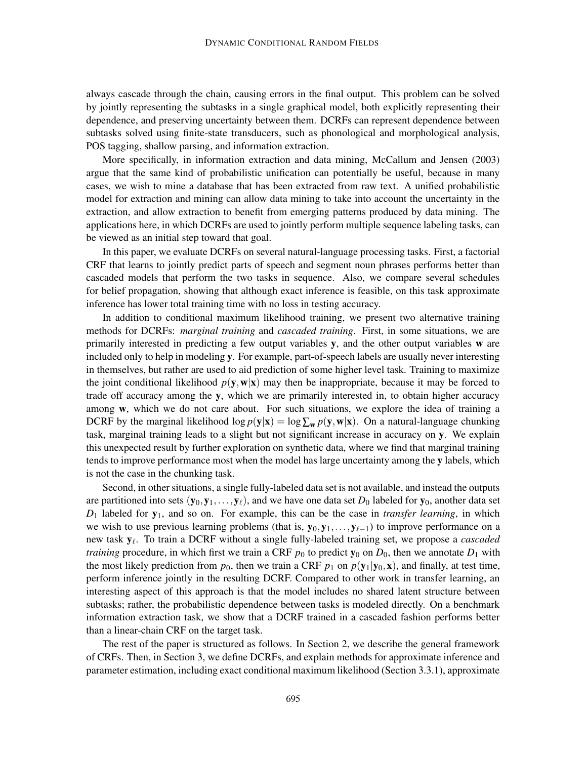always cascade through the chain, causing errors in the final output. This problem can be solved by jointly representing the subtasks in a single graphical model, both explicitly representing their dependence, and preserving uncertainty between them. DCRFs can represent dependence between subtasks solved using finite-state transducers, such as phonological and morphological analysis, POS tagging, shallow parsing, and information extraction.

More specifically, in information extraction and data mining, McCallum and Jensen (2003) argue that the same kind of probabilistic unification can potentially be useful, because in many cases, we wish to mine a database that has been extracted from raw text. A unified probabilistic model for extraction and mining can allow data mining to take into account the uncertainty in the extraction, and allow extraction to benefit from emerging patterns produced by data mining. The applications here, in which DCRFs are used to jointly perform multiple sequence labeling tasks, can be viewed as an initial step toward that goal.

In this paper, we evaluate DCRFs on several natural-language processing tasks. First, a factorial CRF that learns to jointly predict parts of speech and segment noun phrases performs better than cascaded models that perform the two tasks in sequence. Also, we compare several schedules for belief propagation, showing that although exact inference is feasible, on this task approximate inference has lower total training time with no loss in testing accuracy.

In addition to conditional maximum likelihood training, we present two alternative training methods for DCRFs: *marginal training* and *cascaded training*. First, in some situations, we are primarily interested in predicting a few output variables $\mathbf{y}$, and the other output variables $\mathbf{w}$ are included only to help in modeling $\mathbf{y}$. For example, part-of-speech labels are usually never interesting in themselves, but rather are used to aid prediction of some higher level task. Training to maximize the joint conditional likelihood $p(\mathbf{y},\mathbf{w}|\mathbf{x})$ may then be inappropriate, because it may be forced to trade off accuracy among the $\mathbf{y}$, which we are primarily interested in, to obtain higher accuracy among $\mathbf{w}$, which we do not care about. For such situations, we explore the idea of training a DCRF by the marginal likelihood $\log p(\mathbf{y}|\mathbf{x}) = \log \sum_{\mathbf{w}} p(\mathbf{y},\mathbf{w}|\mathbf{x})$. On a natural-language chunking task, marginal training leads to a slight but not significant increase in accuracy on $\mathbf{y}$. We explain this unexpected result by further exploration on synthetic data, where we find that marginal training tends to improve performance most when the model has large uncertainty among the $\mathbf{y}$ labels, which is not the case in the chunking task.

Second, in other situations, a single fully-labeled data set is not available, and instead the outputs are partitioned into sets $(\mathbf{y}_0,\mathbf{y}_1,\ldots,\mathbf{y}_\ell)$, and we have one data set $D_0$ labeled for $\mathbf{y}_0$, another data set $D_1$ labeled for $\mathbf{y}_1$, and so on. For example, this can be the case in *transfer learning*, in which we wish to use previous learning problems (that is, $\mathbf{y}_0,\mathbf{y}_1,\ldots,\mathbf{y}_{\ell-1}$) to improve performance on a new task $\mathbf{y}_\ell$. To train a DCRF without a single fully-labeled training set, we propose a *cascaded training* procedure, in which first we train a CRF $p_0$ to predict $\mathbf{y}_0$ on $D_0$, then we annotate $D_1$ with the most likely prediction from $p_0$, then we train a CRF $p_1$ on $p(\mathbf{y}_1|\mathbf{y}_0,\mathbf{x})$, and finally, at test time, perform inference jointly in the resulting DCRF. Compared to other work in transfer learning, an interesting aspect of this approach is that the model includes no shared latent structure between subtasks; rather, the probabilistic dependence between tasks is modeled directly. On a benchmark information extraction task, we show that a DCRF trained in a cascaded fashion performs better than a linear-chain CRF on the target task.

The rest of the paper is structured as follows. In Section 2, we describe the general framework of CRFs. Then, in Section 3, we define DCRFs, and explain methods for approximate inference and parameter estimation, including exact conditional maximum likelihood (Section 3.3.1), approximate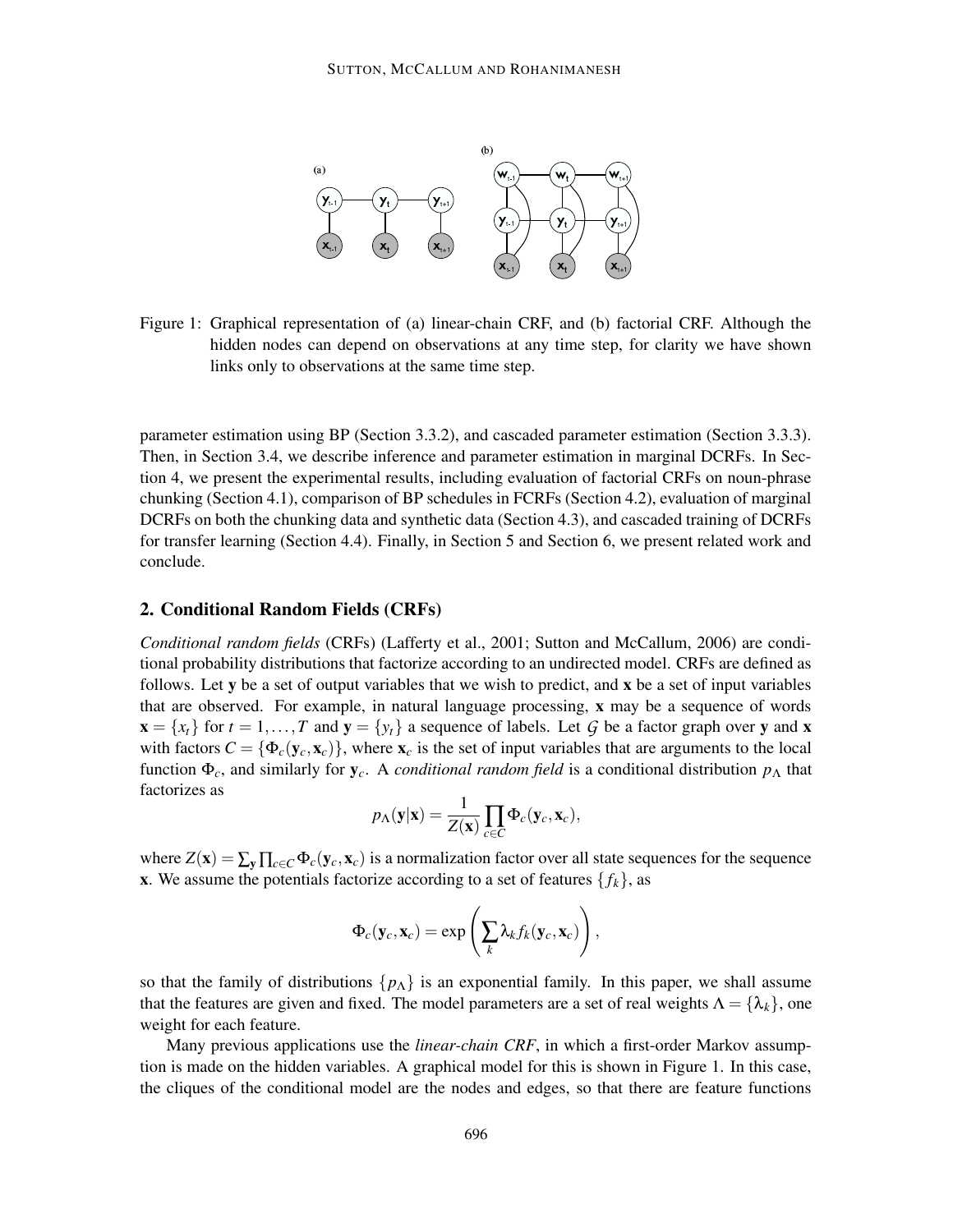Figure 1: Graphical representation of (a) linear-chain CRF, and (b) factorial CRF. Although the hidden nodes can depend on observations at any time step, for clarity we have shown links only to observations at the same time step.

parameter estimation using BP (Section 3.3.2), and cascaded parameter estimation (Section 3.3.3). Then, in Section 3.4, we describe inference and parameter estimation in marginal DCRFs. In Section 4, we present the experimental results, including evaluation of factorial CRFs on noun-phrase chunking (Section 4.1), comparison of BP schedules in FCRFs (Section 4.2), evaluation of marginal DCRFs on both the chunking data and synthetic data (Section 4.3), and cascaded training of DCRFs for transfer learning (Section 4.4). Finally, in Section 5 and Section 6, we present related work and conclude.

## 2. Conditional Random Fields (CRFs)

*Conditional random fields* (CRFs) (Lafferty et al., 2001; Sutton and McCallum, 2006) are conditional probability distributions that factorize according to an undirected model. CRFs are defined as follows. Let $\mathbf{y}$ be a set of output variables that we wish to predict, and $\mathbf{x}$ be a set of input variables that are observed. For example, in natural language processing, $\mathbf{x}$ may be a sequence of words $\mathbf{x} = \{x_t\}$ for $t = 1, \ldots, T$ and $\mathbf{y} = \{y_t\}$ a sequence of labels. Let $\mathcal{G}$ be a factor graph over $\mathbf{y}$ and $\mathbf{x}$ with factors $C = \{\Phi_c(\mathbf{y}_c, \mathbf{x}_c)\}$, where $\mathbf{x}_c$ is the set of input variables that are arguments to the local function $\Phi_c$, and similarly for $\mathbf{y}_c$. A *conditional random field* is a conditional distribution $p_\Lambda$ that factorizes as

$$p_\Lambda(\mathbf{y}|\mathbf{x}) = \frac{1}{Z(\mathbf{x})} \prod_{c \in C} \Phi_c(\mathbf{y}_c, \mathbf{x}_c),$$

where $Z(\mathbf{x}) = \sum_{\mathbf{y}} \prod_{c \in C} \Phi_c(\mathbf{y}_c, \mathbf{x}_c)$ is a normalization factor over all state sequences for the sequence $\mathbf{x}$. We assume the potentials factorize according to a set of features $\{f_k\}$, as

$$\Phi_c(\mathbf{y}_c, \mathbf{x}_c) = \exp\left(\sum_k \lambda_k f_k(\mathbf{y}_c, \mathbf{x}_c)\right),$$

so that the family of distributions $\{p_\Lambda\}$ is an exponential family. In this paper, we shall assume that the features are given and fixed. The model parameters are a set of real weights $\Lambda = \{\lambda_k\}$, one weight for each feature.

Many previous applications use the *linear-chain CRF*, in which a first-order Markov assumption is made on the hidden variables. A graphical model for this is shown in Figure 1. In this case, the cliques of the conditional model are the nodes and edges, so that there are feature functions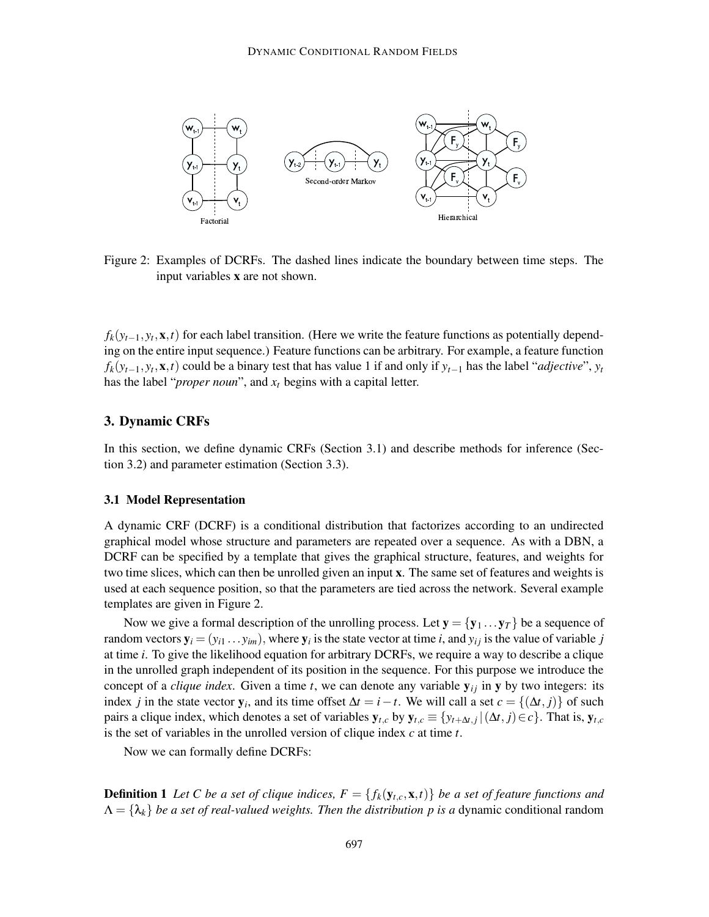Figure 2: Examples of DCRFs. The dashed lines indicate the boundary between time steps. The input variables $\mathbf{x}$ are not shown.

$f_k(y_{t-1}, y_t, \mathbf{x}, t)$ for each label transition. (Here we write the feature functions as potentially depending on the entire input sequence.) Feature functions can be arbitrary. For example, a feature function $f_k(y_{t-1}, y_t, \mathbf{x}, t)$ could be a binary test that has value 1 if and only if $y_{t-1}$ has the label "*adjective*", $y_t$ has the label "*proper noun*", and $x_t$ begins with a capital letter.

## 3. Dynamic CRFs

In this section, we define dynamic CRFs (Section 3.1) and describe methods for inference (Section 3.2) and parameter estimation (Section 3.3).

### 3.1 Model Representation

A dynamic CRF (DCRF) is a conditional distribution that factorizes according to an undirected graphical model whose structure and parameters are repeated over a sequence. As with a DBN, a DCRF can be specified by a template that gives the graphical structure, features, and weights for two time slices, which can then be unrolled given an input $\mathbf{x}$. The same set of features and weights is used at each sequence position, so that the parameters are tied across the network. Several example templates are given in Figure 2.

Now we give a formal description of the unrolling process. Let $\mathbf{y} = \{\mathbf{y}_1 \dots \mathbf{y}_T\}$ be a sequence of random vectors $\mathbf{y}_i = (y_{i1} \dots y_{im})$, where $\mathbf{y}_i$ is the state vector at time $i$, and $y_{ij}$ is the value of variable $j$ at time $i$. To give the likelihood equation for arbitrary DCRFs, we require a way to describe a clique in the unrolled graph independent of its position in the sequence. For this purpose we introduce the concept of a *clique index*. Given a time $t$, we can denote any variable $\mathbf{y}_{ij}$ in $\mathbf{y}$ by two integers: its index $j$ in the state vector $\mathbf{y}_i$, and its time offset $\Delta t = i - t$. We will call a set $c = \{(\Delta t, j)\}$ of such pairs a clique index, which denotes a set of variables $\mathbf{y}_{t,c}$ by $\mathbf{y}_{t,c} \equiv \{y_{t+\Delta t, j} \,|\, (\Delta t, j) \in c\}$. That is, $\mathbf{y}_{t,c}$ is the set of variables in the unrolled version of clique index $c$ at time $t$.

Now we can formally define DCRFs:

**Definition 1** *Let $C$ be a set of clique indices, $F = \{f_k(\mathbf{y}_{t,c}, \mathbf{x}, t)\}$ be a set of feature functions and $\Lambda = \{\lambda_k\}$ be a set of real-valued weights. Then the distribution $p$ is a* dynamic conditional random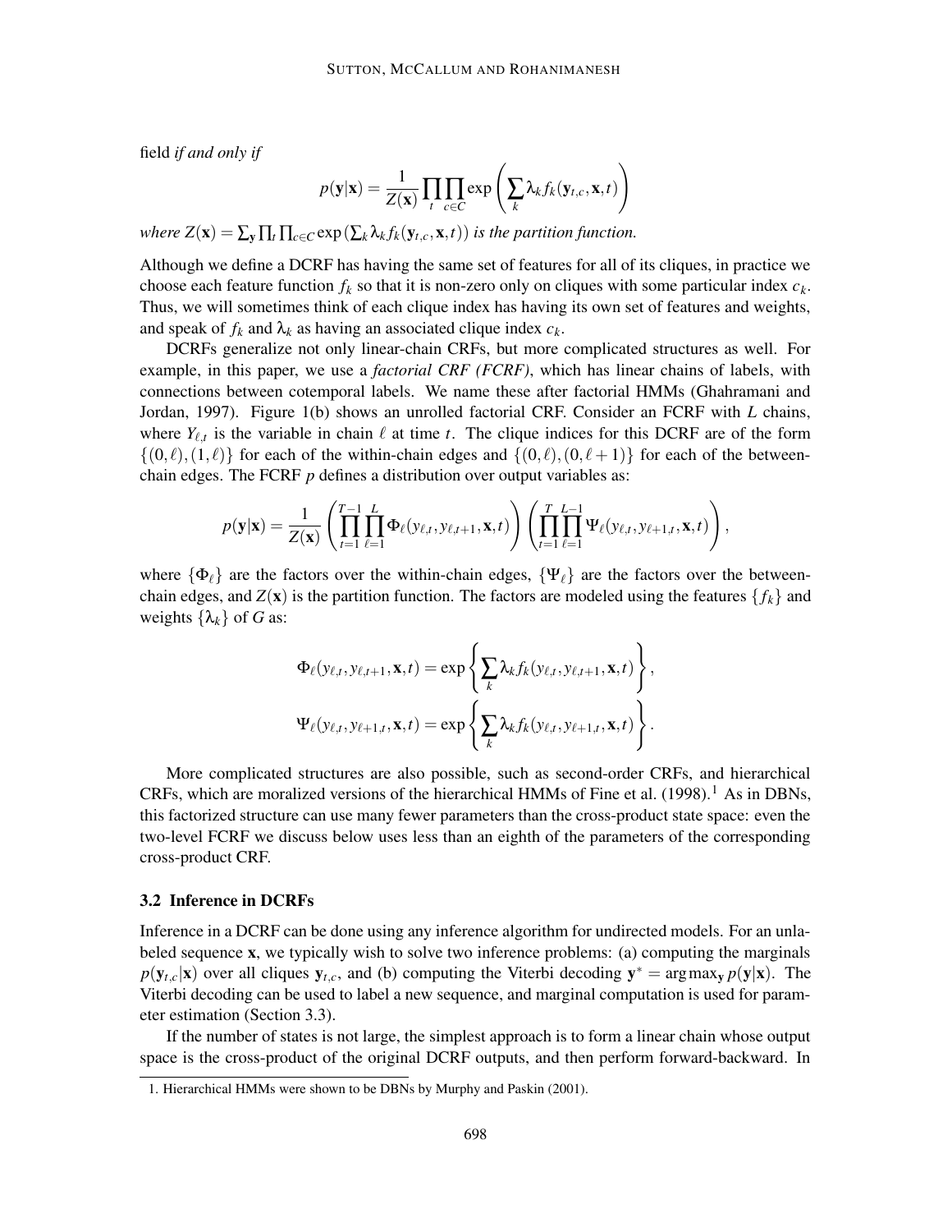field *if and only if*

$$p(\mathbf{y}|\mathbf{x}) = \frac{1}{Z(\mathbf{x})} \prod_t \prod_{c \in C} \exp\left(\sum_k \lambda_k f_k(\mathbf{y}_{t,c}, \mathbf{x}, t)\right)$$

*where* $Z(\mathbf{x}) = \sum_{\mathbf{y}} \prod_t \prod_{c \in C} \exp\left(\sum_k \lambda_k f_k(\mathbf{y}_{t,c}, \mathbf{x}, t)\right)$ *is the partition function.*

Although we define a DCRF has having the same set of features for all of its cliques, in practice we choose each feature function $f_k$ so that it is non-zero only on cliques with some particular index $c_k$. Thus, we will sometimes think of each clique index has having its own set of features and weights, and speak of $f_k$ and $\lambda_k$ as having an associated clique index $c_k$.

DCRFs generalize not only linear-chain CRFs, but more complicated structures as well. For example, in this paper, we use a *factorial CRF (FCRF)*, which has linear chains of labels, with connections between cotemporal labels. We name these after factorial HMMs (Ghahramani and Jordan, 1997). Figure 1(b) shows an unrolled factorial CRF. Consider an FCRF with $L$ chains, where $Y_{\ell,t}$ is the variable in chain $\ell$ at time $t$. The clique indices for this DCRF are of the form $\{(0,\ell),(1,\ell)\}$ for each of the within-chain edges and $\{(0,\ell),(0,\ell+1)\}$ for each of the between-chain edges. The FCRF $p$ defines a distribution over output variables as:

$$p(\mathbf{y}|\mathbf{x}) = \frac{1}{Z(\mathbf{x})} \left( \prod_{t=1}^{T-1} \prod_{\ell=1}^{L} \Phi_\ell(y_{\ell,t}, y_{\ell,t+1}, \mathbf{x}, t) \right) \left( \prod_{t=1}^{T} \prod_{\ell=1}^{L-1} \Psi_\ell(y_{\ell,t}, y_{\ell+1,t}, \mathbf{x}, t) \right),$$

where $\{\Phi_\ell\}$ are the factors over the within-chain edges, $\{\Psi_\ell\}$ are the factors over the between-chain edges, and $Z(\mathbf{x})$ is the partition function. The factors are modeled using the features $\{f_k\}$ and weights $\{\lambda_k\}$ of $G$ as:

$$\Phi_\ell(y_{\ell,t}, y_{\ell,t+1}, \mathbf{x}, t) = \exp\left\{ \sum_k \lambda_k f_k(y_{\ell,t}, y_{\ell,t+1}, \mathbf{x}, t) \right\},$$

$$\Psi_\ell(y_{\ell,t}, y_{\ell+1,t}, \mathbf{x}, t) = \exp\left\{ \sum_k \lambda_k f_k(y_{\ell,t}, y_{\ell+1,t}, \mathbf{x}, t) \right\}.$$

More complicated structures are also possible, such as second-order CRFs, and hierarchical CRFs, which are moralized versions of the hierarchical HMMs of Fine et al. (1998).[1] As in DBNs, this factorized structure can use many fewer parameters than the cross-product state space: even the two-level FCRF we discuss below uses less than an eighth of the parameters of the corresponding cross-product CRF.

### 3.2 Inference in DCRFs

Inference in a DCRF can be done using any inference algorithm for undirected models. For an unlabeled sequence $\mathbf{x}$, we typically wish to solve two inference problems: (a) computing the marginals $p(\mathbf{y}_{t,c}|\mathbf{x})$ over all cliques $\mathbf{y}_{t,c}$, and (b) computing the Viterbi decoding $\mathbf{y}^* = \arg\max_{\mathbf{y}} p(\mathbf{y}|\mathbf{x})$. The Viterbi decoding can be used to label a new sequence, and marginal computation is used for parameter estimation (Section 3.3).

If the number of states is not large, the simplest approach is to form a linear chain whose output space is the cross-product of the original DCRF outputs, and then perform forward-backward. In

1. Hierarchical HMMs were shown to be DBNs by Murphy and Paskin (2001).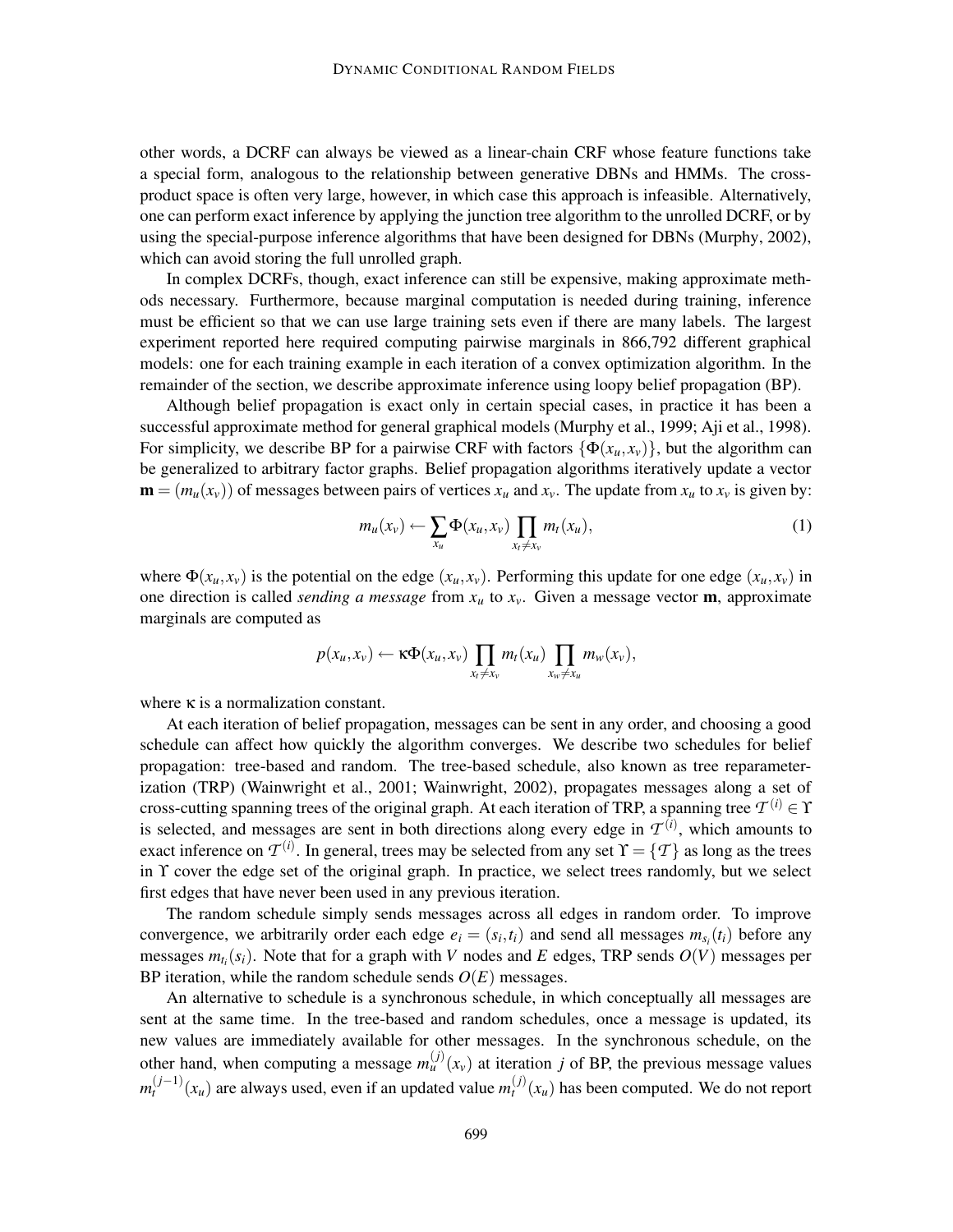other words, a DCRF can always be viewed as a linear-chain CRF whose feature functions take a special form, analogous to the relationship between generative DBNs and HMMs. The cross-product space is often very large, however, in which case this approach is infeasible. Alternatively, one can perform exact inference by applying the junction tree algorithm to the unrolled DCRF, or by using the special-purpose inference algorithms that have been designed for DBNs (Murphy, 2002), which can avoid storing the full unrolled graph.

In complex DCRFs, though, exact inference can still be expensive, making approximate methods necessary. Furthermore, because marginal computation is needed during training, inference must be efficient so that we can use large training sets even if there are many labels. The largest experiment reported here required computing pairwise marginals in 866,792 different graphical models: one for each training example in each iteration of a convex optimization algorithm. In the remainder of the section, we describe approximate inference using loopy belief propagation (BP).

Although belief propagation is exact only in certain special cases, in practice it has been a successful approximate method for general graphical models (Murphy et al., 1999; Aji et al., 1998). For simplicity, we describe BP for a pairwise CRF with factors $\{\Phi(x_u, x_v)\}$, but the algorithm can be generalized to arbitrary factor graphs. Belief propagation algorithms iteratively update a vector $\mathbf{m} = (m_u(x_v))$ of messages between pairs of vertices $x_u$ and $x_v$. The update from $x_u$ to $x_v$ is given by:

$$m_u(x_v) \leftarrow \sum_{x_u} \Phi(x_u, x_v) \prod_{x_t \neq x_v} m_t(x_u), \tag{1}$$

where $\Phi(x_u, x_v)$ is the potential on the edge $(x_u, x_v)$. Performing this update for one edge $(x_u, x_v)$ in one direction is called *sending a message* from $x_u$ to $x_v$. Given a message vector $\mathbf{m}$, approximate marginals are computed as

$$p(x_u, x_v) \leftarrow \kappa \Phi(x_u, x_v) \prod_{x_t \neq x_v} m_t(x_u) \prod_{x_w \neq x_u} m_w(x_v),$$

where $\kappa$ is a normalization constant.

At each iteration of belief propagation, messages can be sent in any order, and choosing a good schedule can affect how quickly the algorithm converges. We describe two schedules for belief propagation: tree-based and random. The tree-based schedule, also known as tree reparameterization (TRP) (Wainwright et al., 2001; Wainwright, 2002), propagates messages along a set of cross-cutting spanning trees of the original graph. At each iteration of TRP, a spanning tree $\mathcal{T}^{(i)} \in \Upsilon$ is selected, and messages are sent in both directions along every edge in $\mathcal{T}^{(i)}$, which amounts to exact inference on $\mathcal{T}^{(i)}$. In general, trees may be selected from any set $\Upsilon = \{\mathcal{T}\}$ as long as the trees in $\Upsilon$ cover the edge set of the original graph. In practice, we select trees randomly, but we select first edges that have never been used in any previous iteration.

The random schedule simply sends messages across all edges in random order. To improve convergence, we arbitrarily order each edge $e_i = (s_i, t_i)$ and send all messages $m_{s_i}(t_i)$ before any messages $m_{t_i}(s_i)$. Note that for a graph with $V$ nodes and $E$ edges, TRP sends $O(V)$ messages per BP iteration, while the random schedule sends $O(E)$ messages.

An alternative to schedule is a synchronous schedule, in which conceptually all messages are sent at the same time. In the tree-based and random schedules, once a message is updated, its new values are immediately available for other messages. In the synchronous schedule, on the other hand, when computing a message $m_u^{(j)}(x_v)$ at iteration $j$ of BP, the previous message values $m_t^{(j-1)}(x_u)$ are always used, even if an updated value $m_t^{(j)}(x_u)$ has been computed. We do not report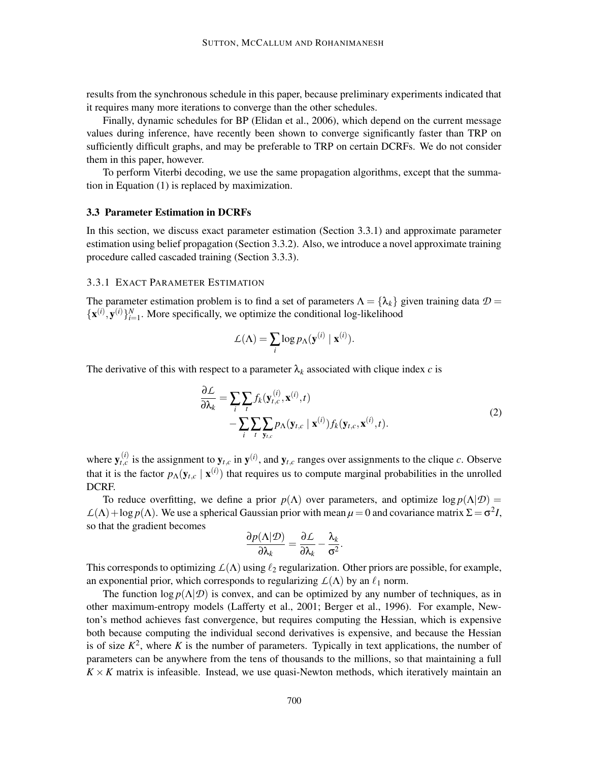results from the synchronous schedule in this paper, because preliminary experiments indicated that it requires many more iterations to converge than the other schedules.

Finally, dynamic schedules for BP (Elidan et al., 2006), which depend on the current message values during inference, have recently been shown to converge significantly faster than TRP on sufficiently difficult graphs, and may be preferable to TRP on certain DCRFs. We do not consider them in this paper, however.

To perform Viterbi decoding, we use the same propagation algorithms, except that the summation in Equation (1) is replaced by maximization.

### 3.3 Parameter Estimation in DCRFs

In this section, we discuss exact parameter estimation (Section 3.3.1) and approximate parameter estimation using belief propagation (Section 3.3.2). Also, we introduce a novel approximate training procedure called cascaded training (Section 3.3.3).

#### 3.3.1 Exact Parameter Estimation

The parameter estimation problem is to find a set of parameters $\Lambda = \{\lambda_k\}$ given training data $\mathcal{D} = \{\mathbf{x}^{(i)}, \mathbf{y}^{(i)}\}_{i=1}^{N}$. More specifically, we optimize the conditional log-likelihood

$$\mathcal{L}(\Lambda) = \sum_i \log p_\Lambda(\mathbf{y}^{(i)} \mid \mathbf{x}^{(i)}).$$

The derivative of this with respect to a parameter $\lambda_k$ associated with clique index $c$ is

$$\begin{aligned}\frac{\partial \mathcal{L}}{\partial \lambda_k} &= \sum_i \sum_t f_k(\mathbf{y}_{t,c}^{(i)}, \mathbf{x}^{(i)}, t) \\ &\quad - \sum_i \sum_t \sum_{\mathbf{y}_{t,c}} p_\Lambda(\mathbf{y}_{t,c} \mid \mathbf{x}^{(i)}) f_k(\mathbf{y}_{t,c}, \mathbf{x}^{(i)}, t).\end{aligned} \tag{2}$$

where $\mathbf{y}_{t,c}^{(i)}$ is the assignment to $\mathbf{y}_{t,c}$ in $\mathbf{y}^{(i)}$, and $\mathbf{y}_{t,c}$ ranges over assignments to the clique $c$. Observe that it is the factor $p_\Lambda(\mathbf{y}_{t,c} \mid \mathbf{x}^{(i)})$ that requires us to compute marginal probabilities in the unrolled DCRF.

To reduce overfitting, we define a prior $p(\Lambda)$ over parameters, and optimize $\log p(\Lambda|\mathcal{D}) = \mathcal{L}(\Lambda) + \log p(\Lambda)$. We use a spherical Gaussian prior with mean $\mu = 0$ and covariance matrix $\Sigma = \sigma^2 I$, so that the gradient becomes

$$\frac{\partial p(\Lambda|\mathcal{D})}{\partial \lambda_k} = \frac{\partial \mathcal{L}}{\partial \lambda_k} - \frac{\lambda_k}{\sigma^2}.$$

This corresponds to optimizing $\mathcal{L}(\Lambda)$ using $\ell_2$ regularization. Other priors are possible, for example, an exponential prior, which corresponds to regularizing $\mathcal{L}(\Lambda)$ by an $\ell_1$ norm.

The function $\log p(\Lambda|\mathcal{D})$ is convex, and can be optimized by any number of techniques, as in other maximum-entropy models (Lafferty et al., 2001; Berger et al., 1996). For example, Newton's method achieves fast convergence, but requires computing the Hessian, which is expensive both because computing the individual second derivatives is expensive, and because the Hessian is of size $K^2$, where $K$ is the number of parameters. Typically in text applications, the number of parameters can be anywhere from the tens of thousands to the millions, so that maintaining a full $K \times K$ matrix is infeasible. Instead, we use quasi-Newton methods, which iteratively maintain an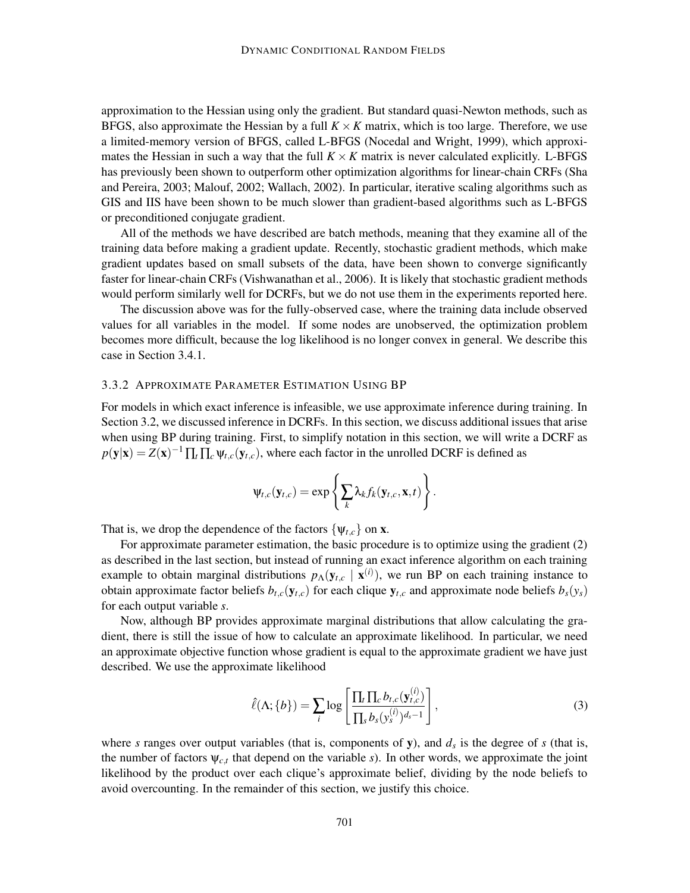approximation to the Hessian using only the gradient. But standard quasi-Newton methods, such as BFGS, also approximate the Hessian by a full $K \times K$ matrix, which is too large. Therefore, we use a limited-memory version of BFGS, called L-BFGS (Nocedal and Wright, 1999), which approximates the Hessian in such a way that the full $K \times K$ matrix is never calculated explicitly. L-BFGS has previously been shown to outperform other optimization algorithms for linear-chain CRFs (Sha and Pereira, 2003; Malouf, 2002; Wallach, 2002). In particular, iterative scaling algorithms such as GIS and IIS have been shown to be much slower than gradient-based algorithms such as L-BFGS or preconditioned conjugate gradient.

All of the methods we have described are batch methods, meaning that they examine all of the training data before making a gradient update. Recently, stochastic gradient methods, which make gradient updates based on small subsets of the data, have been shown to converge significantly faster for linear-chain CRFs (Vishwanathan et al., 2006). It is likely that stochastic gradient methods would perform similarly well for DCRFs, but we do not use them in the experiments reported here.

The discussion above was for the fully-observed case, where the training data include observed values for all variables in the model. If some nodes are unobserved, the optimization problem becomes more difficult, because the log likelihood is no longer convex in general. We describe this case in Section 3.4.1.

### 3.3.2 Approximate Parameter Estimation Using BP

For models in which exact inference is infeasible, we use approximate inference during training. In Section 3.2, we discussed inference in DCRFs. In this section, we discuss additional issues that arise when using BP during training. First, to simplify notation in this section, we will write a DCRF as $p(\mathbf{y}|\mathbf{x}) = Z(\mathbf{x})^{-1} \prod_t \prod_c \psi_{t,c}(\mathbf{y}_{t,c})$, where each factor in the unrolled DCRF is defined as

$$\psi_{t,c}(\mathbf{y}_{t,c}) = \exp\left\{ \sum_k \lambda_k f_k(\mathbf{y}_{t,c}, \mathbf{x}, t) \right\}.$$

That is, we drop the dependence of the factors $\{\psi_{t,c}\}$ on $\mathbf{x}$.

For approximate parameter estimation, the basic procedure is to optimize using the gradient (2) as described in the last section, but instead of running an exact inference algorithm on each training example to obtain marginal distributions $p_\Lambda(\mathbf{y}_{t,c} \mid \mathbf{x}^{(i)})$, we run BP on each training instance to obtain approximate factor beliefs $b_{t,c}(\mathbf{y}_{t,c})$ for each clique $\mathbf{y}_{t,c}$ and approximate node beliefs $b_s(y_s)$ for each output variable $s$.

Now, although BP provides approximate marginal distributions that allow calculating the gradient, there is still the issue of how to calculate an approximate likelihood. In particular, we need an approximate objective function whose gradient is equal to the approximate gradient we have just described. We use the approximate likelihood

$$\hat{\ell}(\Lambda; \{b\}) = \sum_i \log \left[ \frac{\prod_t \prod_c b_{t,c}(\mathbf{y}^{(i)}_{t,c})}{\prod_s b_s(y^{(i)}_s)^{d_s - 1}} \right], \tag{3}$$

where $s$ ranges over output variables (that is, components of $\mathbf{y}$), and $d_s$ is the degree of $s$ (that is, the number of factors $\psi_{c,t}$ that depend on the variable $s$). In other words, we approximate the joint likelihood by the product over each clique's approximate belief, dividing by the node beliefs to avoid overcounting. In the remainder of this section, we justify this choice.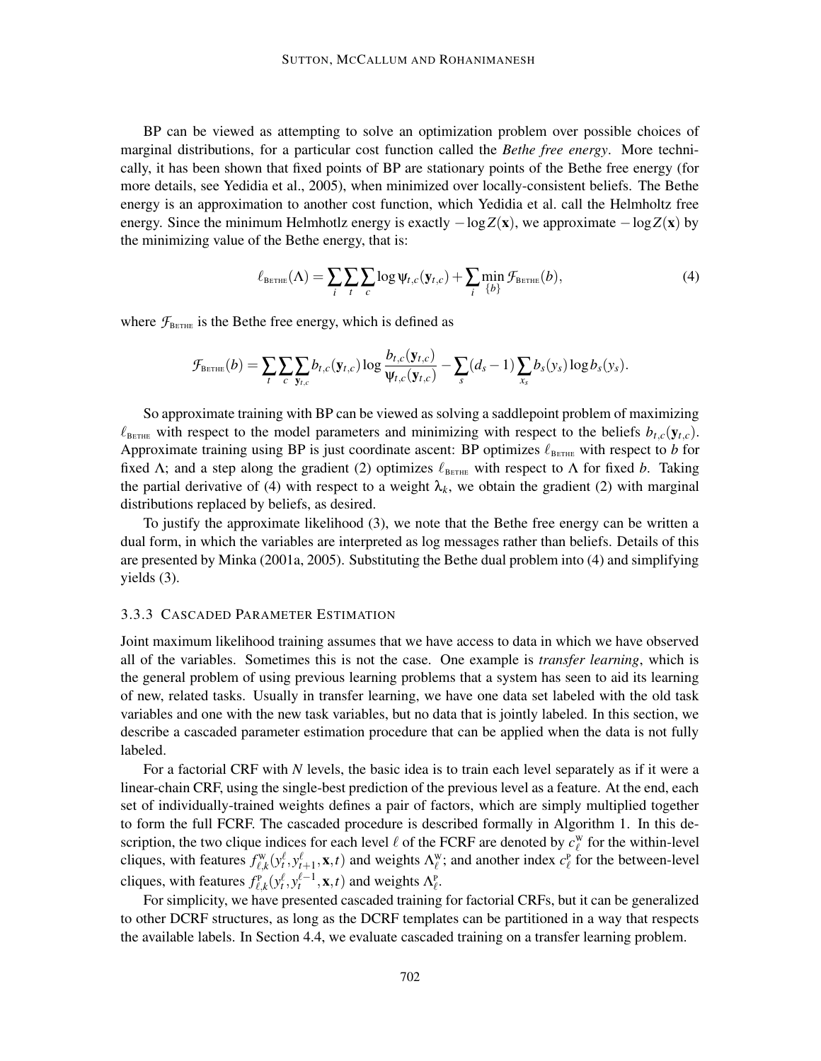BP can be viewed as attempting to solve an optimization problem over possible choices of marginal distributions, for a particular cost function called the *Bethe free energy*. More technically, it has been shown that fixed points of BP are stationary points of the Bethe free energy (for more details, see Yedidia et al., 2005), when minimized over locally-consistent beliefs. The Bethe energy is an approximation to another cost function, which Yedidia et al. call the Helmholtz free energy. Since the minimum Helmhotlz energy is exactly $-\log Z(\mathbf{x})$, we approximate $-\log Z(\mathbf{x})$ by the minimizing value of the Bethe energy, that is:

$$\ell_{\text{BETHE}}(\Lambda) = \sum_i \sum_t \sum_c \log \psi_{t,c}(\mathbf{y}_{t,c}) + \sum_i \min_{\{b\}} \mathcal{F}_{\text{BETHE}}(b), \tag{4}$$

where $\mathcal{F}_{\text{BETHE}}$ is the Bethe free energy, which is defined as

$$\mathcal{F}_{\text{BETHE}}(b) = \sum_t \sum_c \sum_{\mathbf{y}_{t,c}} b_{t,c}(\mathbf{y}_{t,c}) \log \frac{b_{t,c}(\mathbf{y}_{t,c})}{\psi_{t,c}(\mathbf{y}_{t,c})} - \sum_s (d_s - 1) \sum_{x_s} b_s(y_s) \log b_s(y_s).$$

So approximate training with BP can be viewed as solving a saddlepoint problem of maximizing $\ell_{\text{BETHE}}$ with respect to the model parameters and minimizing with respect to the beliefs $b_{t,c}(\mathbf{y}_{t,c})$. Approximate training using BP is just coordinate ascent: BP optimizes $\ell_{\text{BETHE}}$ with respect to $b$ for fixed $\Lambda$; and a step along the gradient (2) optimizes $\ell_{\text{BETHE}}$ with respect to $\Lambda$ for fixed $b$. Taking the partial derivative of (4) with respect to a weight $\lambda_k$, we obtain the gradient (2) with marginal distributions replaced by beliefs, as desired.

To justify the approximate likelihood (3), we note that the Bethe free energy can be written a dual form, in which the variables are interpreted as log messages rather than beliefs. Details of this are presented by Minka (2001a, 2005). Substituting the Bethe dual problem into (4) and simplifying yields (3).

### 3.3.3 Cascaded Parameter Estimation

Joint maximum likelihood training assumes that we have access to data in which we have observed all of the variables. Sometimes this is not the case. One example is *transfer learning*, which is the general problem of using previous learning problems that a system has seen to aid its learning of new, related tasks. Usually in transfer learning, we have one data set labeled with the old task variables and one with the new task variables, but no data that is jointly labeled. In this section, we describe a cascaded parameter estimation procedure that can be applied when the data is not fully labeled.

For a factorial CRF with $N$ levels, the basic idea is to train each level separately as if it were a linear-chain CRF, using the single-best prediction of the previous level as a feature. At the end, each set of individually-trained weights defines a pair of factors, which are simply multiplied together to form the full FCRF. The cascaded procedure is described formally in Algorithm 1. In this description, the two clique indices for each level $\ell$ of the FCRF are denoted by $c_\ell^{\text{W}}$ for the within-level cliques, with features $f_{\ell,k}^{\text{W}}(y_t^\ell, y_{t+1}^\ell, \mathbf{x}, t)$ and weights $\Lambda_\ell^{\text{W}}$; and another index $c_\ell^{\text{P}}$ for the between-level cliques, with features $f_{\ell,k}^{\text{P}}(y_t^\ell, y_t^{\ell-1}, \mathbf{x}, t)$ and weights $\Lambda_\ell^{\text{P}}$.

For simplicity, we have presented cascaded training for factorial CRFs, but it can be generalized to other DCRF structures, as long as the DCRF templates can be partitioned in a way that respects the available labels. In Section 4.4, we evaluate cascaded training on a transfer learning problem.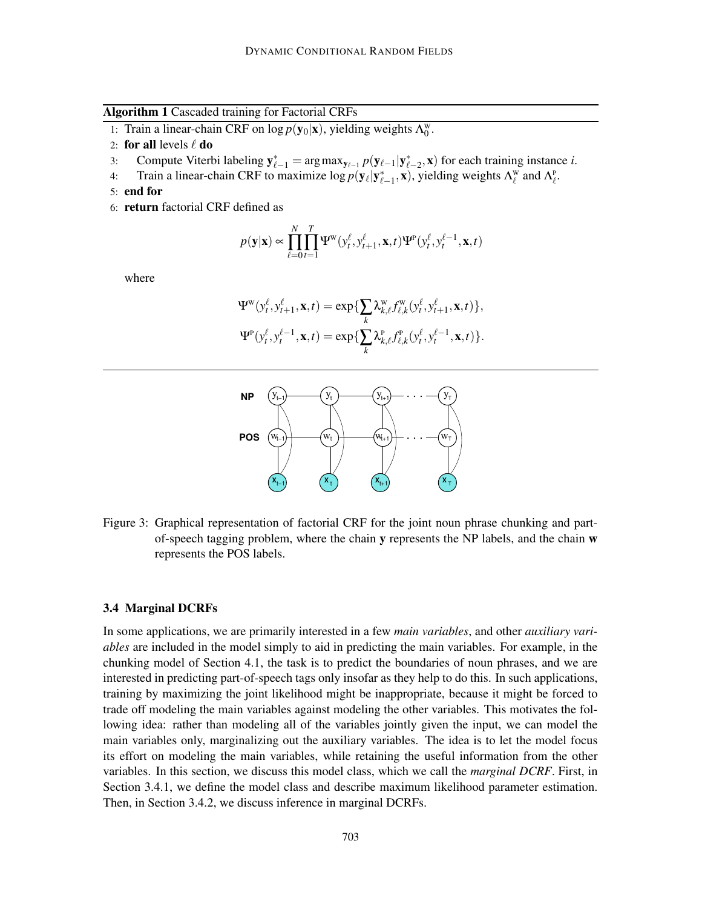**Algorithm 1** Cascaded training for Factorial CRFs

1: Train a linear-chain CRF on $\log p(\mathbf{y}_0|\mathbf{x})$, yielding weights $\Lambda_0^{\text{W}}$.
2: **for all** levels $\ell$ **do**
3: Compute Viterbi labeling $\mathbf{y}_{\ell-1}^* = \arg\max_{\mathbf{y}_{\ell-1}} p(\mathbf{y}_{\ell-1}|\mathbf{y}_{\ell-2}^*, \mathbf{x})$ for each training instance $i$.
4: Train a linear-chain CRF to maximize $\log p(\mathbf{y}_\ell|\mathbf{y}_{\ell-1}^*, \mathbf{x})$, yielding weights $\Lambda_\ell^{\text{W}}$ and $\Lambda_\ell^{\text{P}}$.
5: **end for**
6: **return** factorial CRF defined as

$$p(\mathbf{y}|\mathbf{x}) \propto \prod_{\ell=0}^{N} \prod_{t=1}^{T} \Psi^{\text{W}}(y_t^\ell, y_{t+1}^\ell, \mathbf{x}, t) \Psi^{\text{P}}(y_t^\ell, y_t^{\ell-1}, \mathbf{x}, t)$$

where

$$\Psi^{\text{W}}(y_t^\ell, y_{t+1}^\ell, \mathbf{x}, t) = \exp\{\sum_k \lambda_{k,\ell}^{\text{W}} f_{\ell,k}^{\text{W}}(y_t^\ell, y_{t+1}^\ell, \mathbf{x}, t)\},$$

$$\Psi^{\text{P}}(y_t^\ell, y_t^{\ell-1}, \mathbf{x}, t) = \exp\{\sum_k \lambda_{k,\ell}^{\text{P}} f_{\ell,k}^{\text{P}}(y_t^\ell, y_t^{\ell-1}, \mathbf{x}, t)\}.$$

Figure 3: Graphical representation of factorial CRF for the joint noun phrase chunking and part-of-speech tagging problem, where the chain **y** represents the NP labels, and the chain **w** represents the POS labels.

### 3.4 Marginal DCRFs

In some applications, we are primarily interested in a few *main variables*, and other *auxiliary variables* are included in the model simply to aid in predicting the main variables. For example, in the chunking model of Section 4.1, the task is to predict the boundaries of noun phrases, and we are interested in predicting part-of-speech tags only insofar as they help to do this. In such applications, training by maximizing the joint likelihood might be inappropriate, because it might be forced to trade off modeling the main variables against modeling the other variables. This motivates the following idea: rather than modeling all of the variables jointly given the input, we can model the main variables only, marginalizing out the auxiliary variables. The idea is to let the model focus its effort on modeling the main variables, while retaining the useful information from the other variables. In this section, we discuss this model class, which we call the *marginal DCRF*. First, in Section 3.4.1, we define the model class and describe maximum likelihood parameter estimation. Then, in Section 3.4.2, we discuss inference in marginal DCRFs.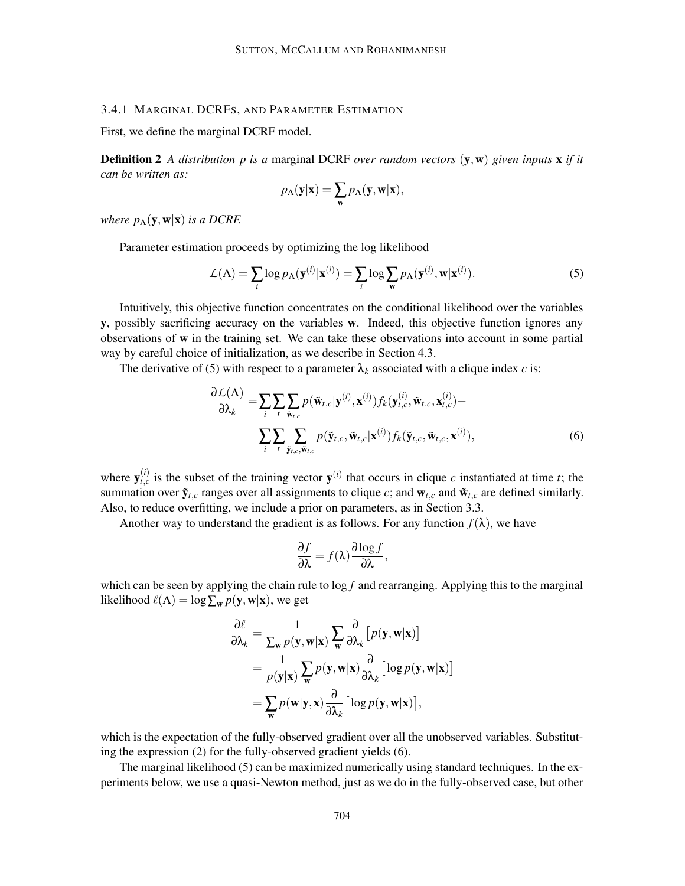### 3.4.1 Marginal DCRFs, and Parameter Estimation

First, we define the marginal DCRF model.

**Definition 2** *A distribution $p$ is a* marginal DCRF *over random vectors $(\mathbf{y}, \mathbf{w})$ given inputs $\mathbf{x}$ if it can be written as:*

$$p_\Lambda(\mathbf{y}|\mathbf{x}) = \sum_{\mathbf{w}} p_\Lambda(\mathbf{y}, \mathbf{w}|\mathbf{x}),$$

*where $p_\Lambda(\mathbf{y}, \mathbf{w}|\mathbf{x})$ is a DCRF.*

Parameter estimation proceeds by optimizing the log likelihood

$$\mathcal{L}(\Lambda) = \sum_i \log p_\Lambda(\mathbf{y}^{(i)}|\mathbf{x}^{(i)}) = \sum_i \log \sum_{\mathbf{w}} p_\Lambda(\mathbf{y}^{(i)}, \mathbf{w}|\mathbf{x}^{(i)}). \tag{5}$$

Intuitively, this objective function concentrates on the conditional likelihood over the variables $\mathbf{y}$, possibly sacrificing accuracy on the variables $\mathbf{w}$. Indeed, this objective function ignores any observations of $\mathbf{w}$ in the training set. We can take these observations into account in some partial way by careful choice of initialization, as we describe in Section 4.3.

The derivative of (5) with respect to a parameter $\lambda_k$ associated with a clique index $c$ is:

$$\begin{aligned}
\frac{\partial \mathcal{L}(\Lambda)}{\partial \lambda_k} = & \sum_i \sum_t \sum_{\tilde{\mathbf{w}}_{t,c}} p(\tilde{\mathbf{w}}_{t,c}|\mathbf{y}^{(i)}, \mathbf{x}^{(i)}) f_k(\mathbf{y}_{t,c}^{(i)}, \tilde{\mathbf{w}}_{t,c}, \mathbf{x}_{t,c}^{(i)}) - \\
& \sum_i \sum_t \sum_{\tilde{\mathbf{y}}_{t,c}, \tilde{\mathbf{w}}_{t,c}} p(\tilde{\mathbf{y}}_{t,c}, \tilde{\mathbf{w}}_{t,c}|\mathbf{x}^{(i)}) f_k(\tilde{\mathbf{y}}_{t,c}, \tilde{\mathbf{w}}_{t,c}, \mathbf{x}^{(i)}),
\end{aligned} \tag{6}$$

where $\mathbf{y}_{t,c}^{(i)}$ is the subset of the training vector $\mathbf{y}^{(i)}$ that occurs in clique $c$ instantiated at time $t$; the summation over $\tilde{\mathbf{y}}_{t,c}$ ranges over all assignments to clique $c$; and $\mathbf{w}_{t,c}$ and $\tilde{\mathbf{w}}_{t,c}$ are defined similarly. Also, to reduce overfitting, we include a prior on parameters, as in Section 3.3.

Another way to understand the gradient is as follows. For any function $f(\lambda)$, we have

$$\frac{\partial f}{\partial \lambda} = f(\lambda) \frac{\partial \log f}{\partial \lambda},$$

which can be seen by applying the chain rule to $\log f$ and rearranging. Applying this to the marginal likelihood $\ell(\Lambda) = \log \sum_{\mathbf{w}} p(\mathbf{y}, \mathbf{w}|\mathbf{x})$, we get

$$\begin{aligned}
\frac{\partial \ell}{\partial \lambda_k} &= \frac{1}{\sum_{\mathbf{w}} p(\mathbf{y}, \mathbf{w}|\mathbf{x})} \sum_{\mathbf{w}} \frac{\partial}{\partial \lambda_k} \big[ p(\mathbf{y}, \mathbf{w}|\mathbf{x}) \big] \\
&= \frac{1}{p(\mathbf{y}|\mathbf{x})} \sum_{\mathbf{w}} p(\mathbf{y}, \mathbf{w}|\mathbf{x}) \frac{\partial}{\partial \lambda_k} \big[ \log p(\mathbf{y}, \mathbf{w}|\mathbf{x}) \big] \\
&= \sum_{\mathbf{w}} p(\mathbf{w}|\mathbf{y}, \mathbf{x}) \frac{\partial}{\partial \lambda_k} \big[ \log p(\mathbf{y}, \mathbf{w}|\mathbf{x}) \big],
\end{aligned}$$

which is the expectation of the fully-observed gradient over all the unobserved variables. Substituting the expression (2) for the fully-observed gradient yields (6).

The marginal likelihood (5) can be maximized numerically using standard techniques. In the experiments below, we use a quasi-Newton method, just as we do in the fully-observed case, but other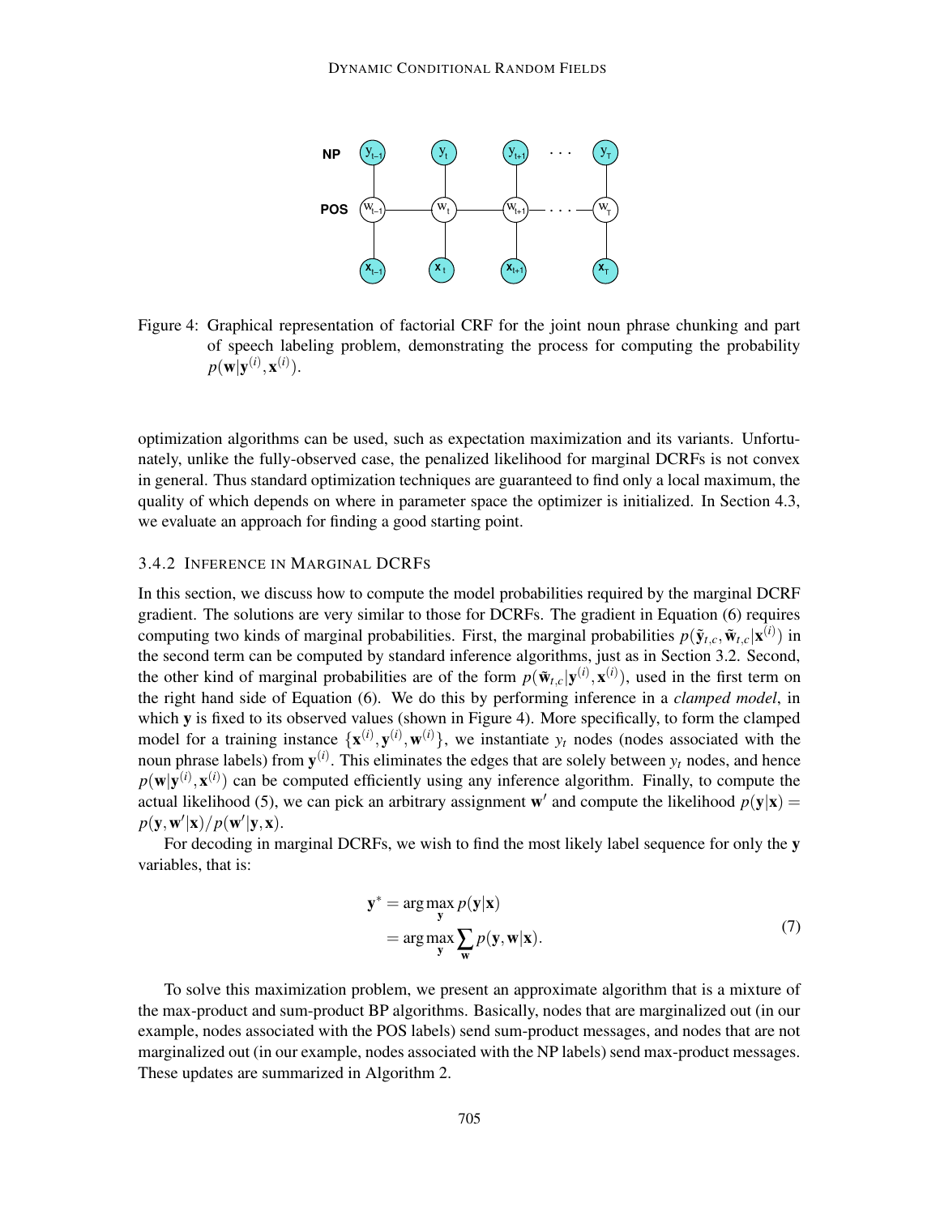Figure 4: Graphical representation of factorial CRF for the joint noun phrase chunking and part of speech labeling problem, demonstrating the process for computing the probability $p(\mathbf{w}|\mathbf{y}^{(i)}, \mathbf{x}^{(i)})$.

optimization algorithms can be used, such as expectation maximization and its variants. Unfortunately, unlike the fully-observed case, the penalized likelihood for marginal DCRFs is not convex in general. Thus standard optimization techniques are guaranteed to find only a local maximum, the quality of which depends on where in parameter space the optimizer is initialized. In Section 4.3, we evaluate an approach for finding a good starting point.

### 3.4.2 Inference in Marginal DCRFs

In this section, we discuss how to compute the model probabilities required by the marginal DCRF gradient. The solutions are very similar to those for DCRFs. The gradient in Equation (6) requires computing two kinds of marginal probabilities. First, the marginal probabilities $p(\tilde{\mathbf{y}}_{t,c}, \tilde{\mathbf{w}}_{t,c}|\mathbf{x}^{(i)})$ in the second term can be computed by standard inference algorithms, just as in Section 3.2. Second, the other kind of marginal probabilities are of the form $p(\tilde{\mathbf{w}}_{t,c}|\mathbf{y}^{(i)}, \mathbf{x}^{(i)})$, used in the first term on the right hand side of Equation (6). We do this by performing inference in a *clamped model*, in which $\mathbf{y}$ is fixed to its observed values (shown in Figure 4). More specifically, to form the clamped model for a training instance $\{\mathbf{x}^{(i)}, \mathbf{y}^{(i)}, \mathbf{w}^{(i)}\}$, we instantiate $y_t$ nodes (nodes associated with the noun phrase labels) from $\mathbf{y}^{(i)}$. This eliminates the edges that are solely between $y_t$ nodes, and hence $p(\mathbf{w}|\mathbf{y}^{(i)}, \mathbf{x}^{(i)})$ can be computed efficiently using any inference algorithm. Finally, to compute the actual likelihood (5), we can pick an arbitrary assignment $\mathbf{w}'$ and compute the likelihood $p(\mathbf{y}|\mathbf{x}) = p(\mathbf{y}, \mathbf{w}'|\mathbf{x})/p(\mathbf{w}'|\mathbf{y}, \mathbf{x})$.

For decoding in marginal DCRFs, we wish to find the most likely label sequence for only the $\mathbf{y}$ variables, that is:

$$
\begin{aligned}
\mathbf{y}^* &= \arg\max_{\mathbf{y}} p(\mathbf{y}|\mathbf{x}) \\
&= \arg\max_{\mathbf{y}} \sum_{\mathbf{w}} p(\mathbf{y}, \mathbf{w}|\mathbf{x}).
\end{aligned}
\tag{7}
$$

To solve this maximization problem, we present an approximate algorithm that is a mixture of the max-product and sum-product BP algorithms. Basically, nodes that are marginalized out (in our example, nodes associated with the POS labels) send sum-product messages, and nodes that are not marginalized out (in our example, nodes associated with the NP labels) send max-product messages. These updates are summarized in Algorithm 2.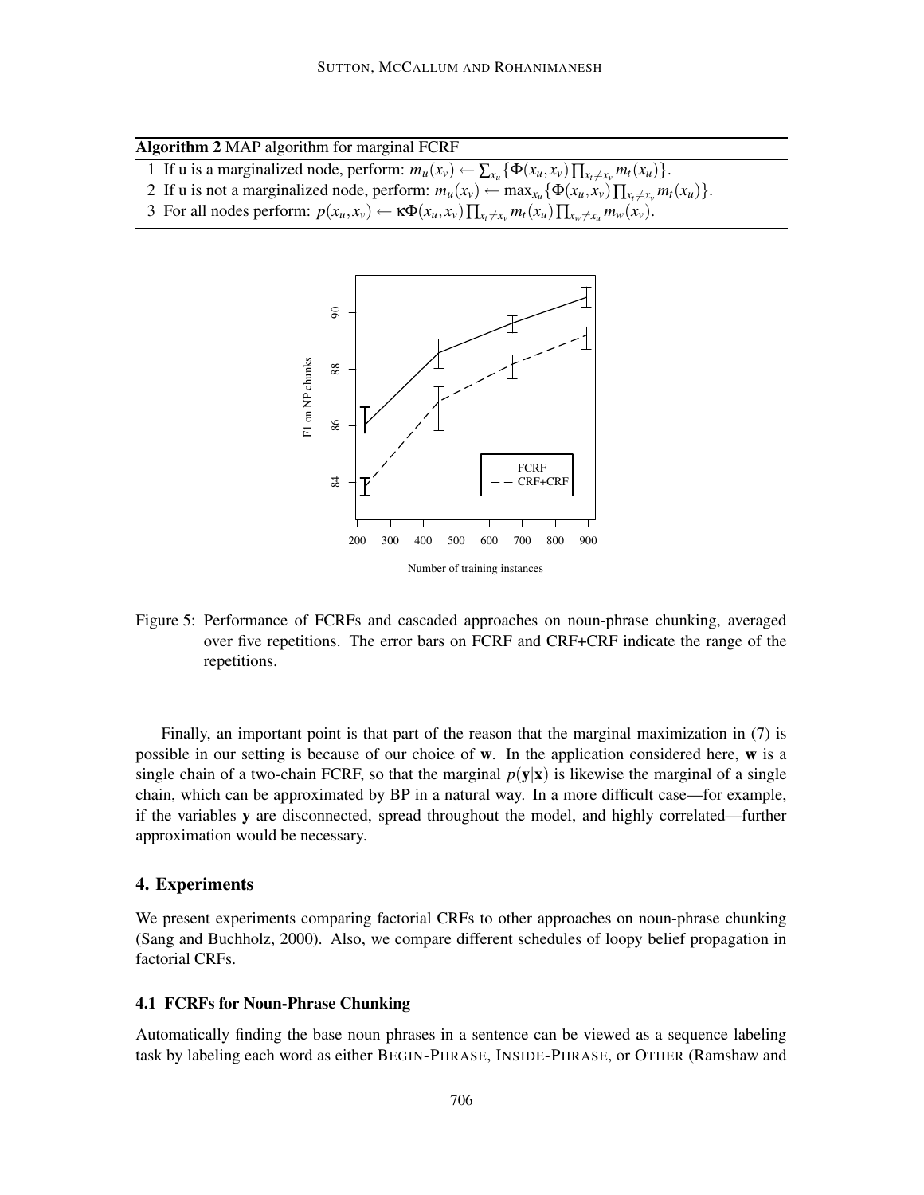**Algorithm 2** MAP algorithm for marginal FCRF

1 If u is a marginalized node, perform: $m_u(x_v) \leftarrow \sum_{x_u} \{\Phi(x_u, x_v) \prod_{x_t \neq x_v} m_t(x_u)\}$.

2 If u is not a marginalized node, perform: $m_u(x_v) \leftarrow \max_{x_u} \{\Phi(x_u, x_v) \prod_{x_t \neq x_v} m_t(x_u)\}$.

3 For all nodes perform: $p(x_u, x_v) \leftarrow \kappa \Phi(x_u, x_v) \prod_{x_t \neq x_v} m_t(x_u) \prod_{x_w \neq x_u} m_w(x_v)$.

Figure 5: Performance of FCRFs and cascaded approaches on noun-phrase chunking, averaged over five repetitions. The error bars on FCRF and CRF+CRF indicate the range of the repetitions.

Finally, an important point is that part of the reason that the marginal maximization in (7) is possible in our setting is because of our choice of $\mathbf{w}$. In the application considered here, $\mathbf{w}$ is a single chain of a two-chain FCRF, so that the marginal $p(\mathbf{y}|\mathbf{x})$ is likewise the marginal of a single chain, which can be approximated by BP in a natural way. In a more difficult case—for example, if the variables $\mathbf{y}$ are disconnected, spread throughout the model, and highly correlated—further approximation would be necessary.

## 4. Experiments

We present experiments comparing factorial CRFs to other approaches on noun-phrase chunking (Sang and Buchholz, 2000). Also, we compare different schedules of loopy belief propagation in factorial CRFs.

### 4.1 FCRFs for Noun-Phrase Chunking

Automatically finding the base noun phrases in a sentence can be viewed as a sequence labeling task by labeling each word as either BEGIN-PHRASE, INSIDE-PHRASE, or OTHER (Ramshaw and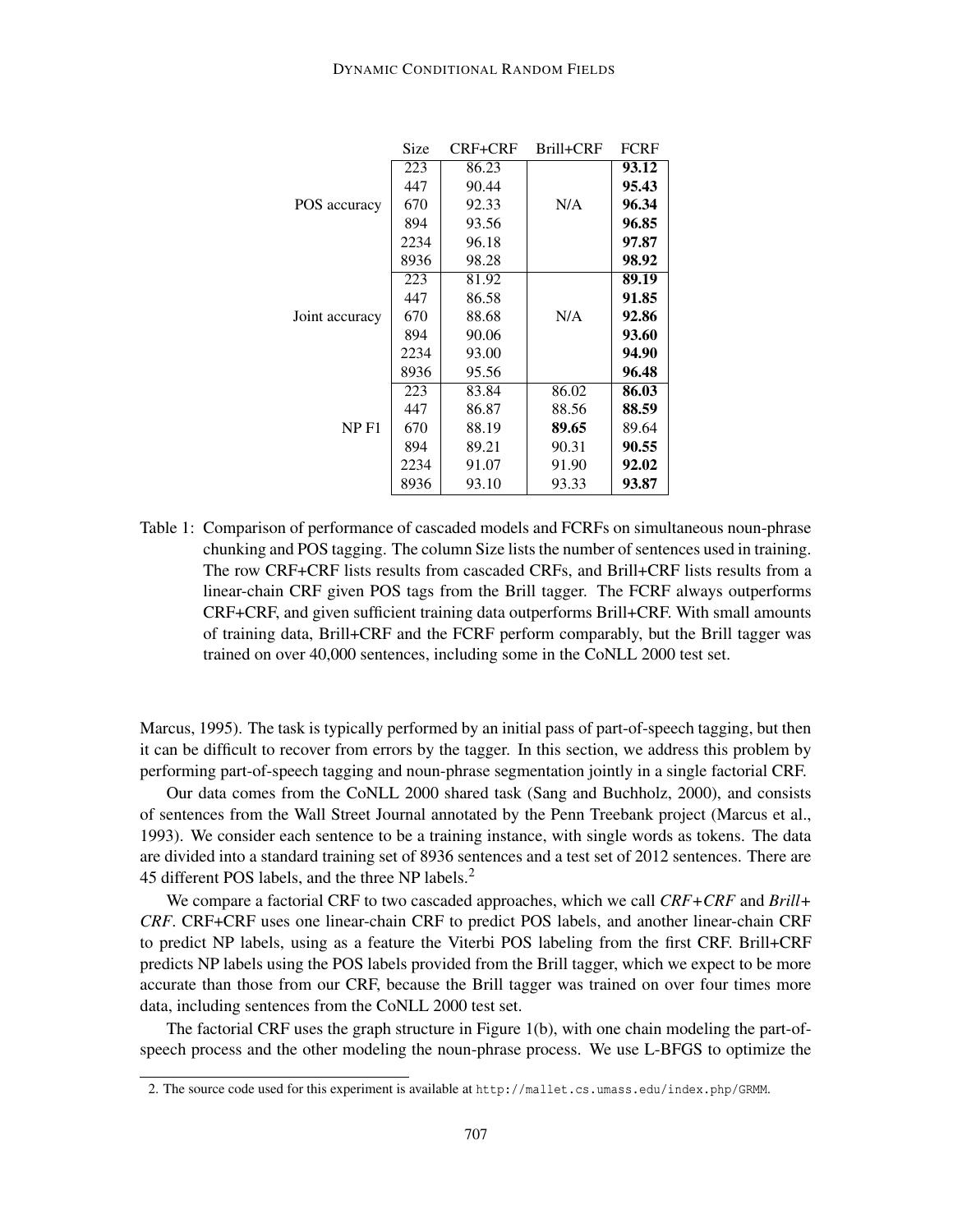| | Size | CRF+CRF | Brill+CRF | FCRF |
|---|---|---|---|---|
| POS accuracy | 223 | 86.23 | N/A | **93.12** |
| | 447 | 90.44 | | **95.43** |
| | 670 | 92.33 | | **96.34** |
| | 894 | 93.56 | | **96.85** |
| | 2234 | 96.18 | | **97.87** |
| | 8936 | 98.28 | | **98.92** |
| Joint accuracy | 223 | 81.92 | N/A | **89.19** |
| | 447 | 86.58 | | **91.85** |
| | 670 | 88.68 | | **92.86** |
| | 894 | 90.06 | | **93.60** |
| | 2234 | 93.00 | | **94.90** |
| | 8936 | 95.56 | | **96.48** |
| NP F1 | 223 | 83.84 | 86.02 | **86.03** |
| | 447 | 86.87 | 88.56 | **88.59** |
| | 670 | 88.19 | **89.65** | 89.64 |
| | 894 | 89.21 | 90.31 | **90.55** |
| | 2234 | 91.07 | 91.90 | **92.02** |
| | 8936 | 93.10 | 93.33 | **93.87** |

Table 1: Comparison of performance of cascaded models and FCRFs on simultaneous noun-phrase chunking and POS tagging. The column Size lists the number of sentences used in training. The row CRF+CRF lists results from cascaded CRFs, and Brill+CRF lists results from a linear-chain CRF given POS tags from the Brill tagger. The FCRF always outperforms CRF+CRF, and given sufficient training data outperforms Brill+CRF. With small amounts of training data, Brill+CRF and the FCRF perform comparably, but the Brill tagger was trained on over 40,000 sentences, including some in the CoNLL 2000 test set.

Marcus, 1995). The task is typically performed by an initial pass of part-of-speech tagging, but then it can be difficult to recover from errors by the tagger. In this section, we address this problem by performing part-of-speech tagging and noun-phrase segmentation jointly in a single factorial CRF.

Our data comes from the CoNLL 2000 shared task (Sang and Buchholz, 2000), and consists of sentences from the Wall Street Journal annotated by the Penn Treebank project (Marcus et al., 1993). We consider each sentence to be a training instance, with single words as tokens. The data are divided into a standard training set of 8936 sentences and a test set of 2012 sentences. There are 45 different POS labels, and the three NP labels.[2]

We compare a factorial CRF to two cascaded approaches, which we call *CRF+CRF* and *Brill+CRF*. CRF+CRF uses one linear-chain CRF to predict POS labels, and another linear-chain CRF to predict NP labels, using as a feature the Viterbi POS labeling from the first CRF. Brill+CRF predicts NP labels using the POS labels provided from the Brill tagger, which we expect to be more accurate than those from our CRF, because the Brill tagger was trained on over four times more data, including sentences from the CoNLL 2000 test set.

The factorial CRF uses the graph structure in Figure 1(b), with one chain modeling the part-of-speech process and the other modeling the noun-phrase process. We use L-BFGS to optimize the

2. The source code used for this experiment is available at `http://mallet.cs.umass.edu/index.php/GRMM`.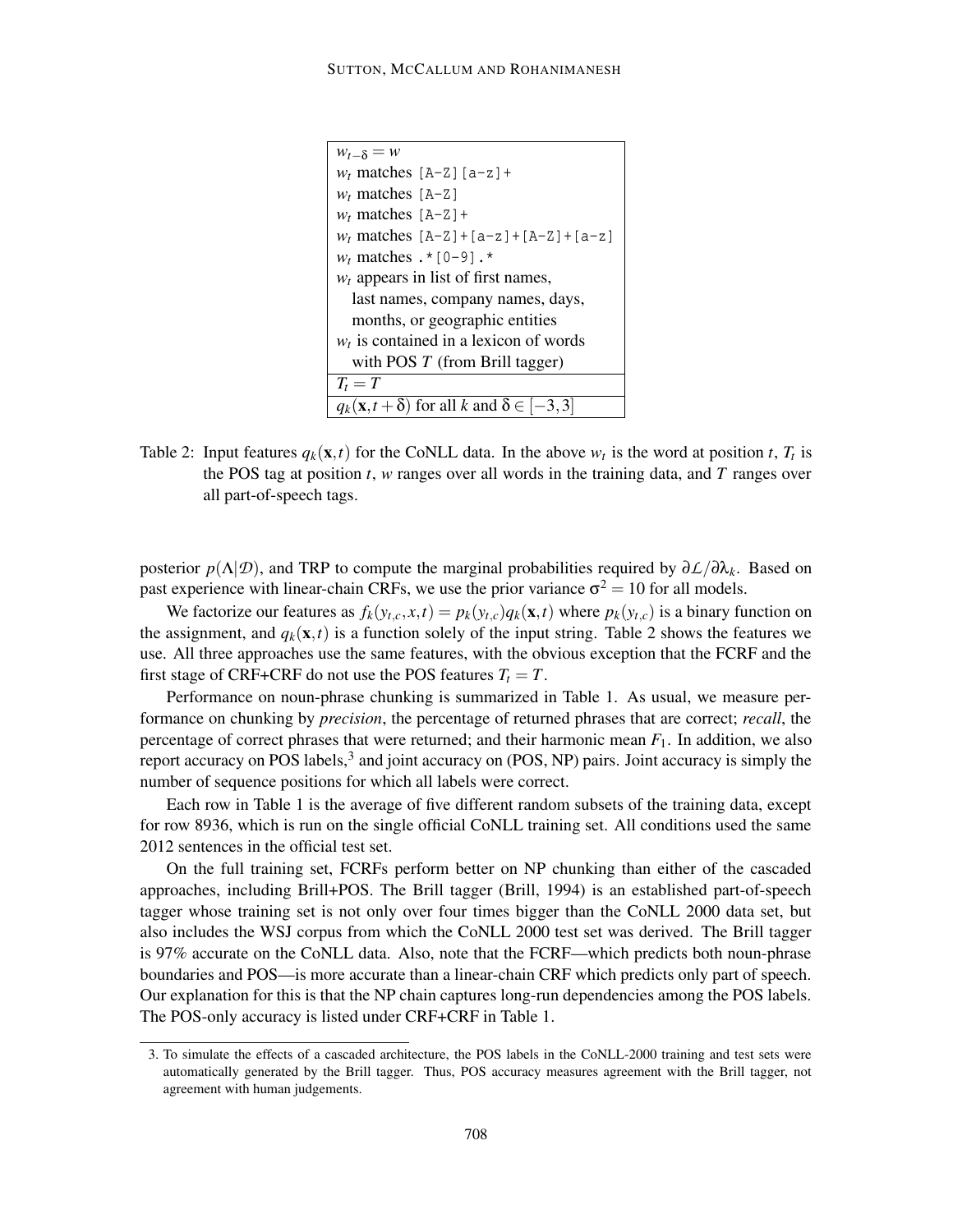| $w_{t-\delta} = w$ |
|---|
| $w_t$ matches `[A-Z][a-z]+` |
| $w_t$ matches `[A-Z]` |
| $w_t$ matches `[A-Z]+` |
| $w_t$ matches `[A-Z]+[a-z]+[A-Z]+[a-z]` |
| $w_t$ matches `.*[0-9].*` |
| $w_t$ appears in list of first names, last names, company names, days, months, or geographic entities |
| $w_t$ is contained in a lexicon of words with POS $T$ (from Brill tagger) |
| $T_t = T$ |
| $q_k(\mathbf{x}, t + \delta)$ for all $k$ and $\delta \in [-3, 3]$ |

Table 2: Input features $q_k(\mathbf{x}, t)$ for the CoNLL data. In the above $w_t$ is the word at position $t$, $T_t$ is the POS tag at position $t$, $w$ ranges over all words in the training data, and $T$ ranges over all part-of-speech tags.

posterior $p(\Lambda|\mathcal{D})$, and TRP to compute the marginal probabilities required by $\partial\mathcal{L}/\partial\lambda_k$. Based on past experience with linear-chain CRFs, we use the prior variance $\sigma^2 = 10$ for all models.

We factorize our features as $f_k(y_{t,c}, x, t) = p_k(y_{t,c})q_k(\mathbf{x}, t)$ where $p_k(y_{t,c})$ is a binary function on the assignment, and $q_k(\mathbf{x}, t)$ is a function solely of the input string. Table 2 shows the features we use. All three approaches use the same features, with the obvious exception that the FCRF and the first stage of CRF+CRF do not use the POS features $T_t = T$.

Performance on noun-phrase chunking is summarized in Table 1. As usual, we measure performance on chunking by *precision*, the percentage of returned phrases that are correct; *recall*, the percentage of correct phrases that were returned; and their harmonic mean $F_1$. In addition, we also report accuracy on POS labels,[3] and joint accuracy on (POS, NP) pairs. Joint accuracy is simply the number of sequence positions for which all labels were correct.

Each row in Table 1 is the average of five different random subsets of the training data, except for row 8936, which is run on the single official CoNLL training set. All conditions used the same 2012 sentences in the official test set.

On the full training set, FCRFs perform better on NP chunking than either of the cascaded approaches, including Brill+POS. The Brill tagger (Brill, 1994) is an established part-of-speech tagger whose training set is not only over four times bigger than the CoNLL 2000 data set, but also includes the WSJ corpus from which the CoNLL 2000 test set was derived. The Brill tagger is 97% accurate on the CoNLL data. Also, note that the FCRF—which predicts both noun-phrase boundaries and POS—is more accurate than a linear-chain CRF which predicts only part of speech. Our explanation for this is that the NP chain captures long-run dependencies among the POS labels. The POS-only accuracy is listed under CRF+CRF in Table 1.

3. To simulate the effects of a cascaded architecture, the POS labels in the CoNLL-2000 training and test sets were automatically generated by the Brill tagger. Thus, POS accuracy measures agreement with the Brill tagger, not agreement with human judgements.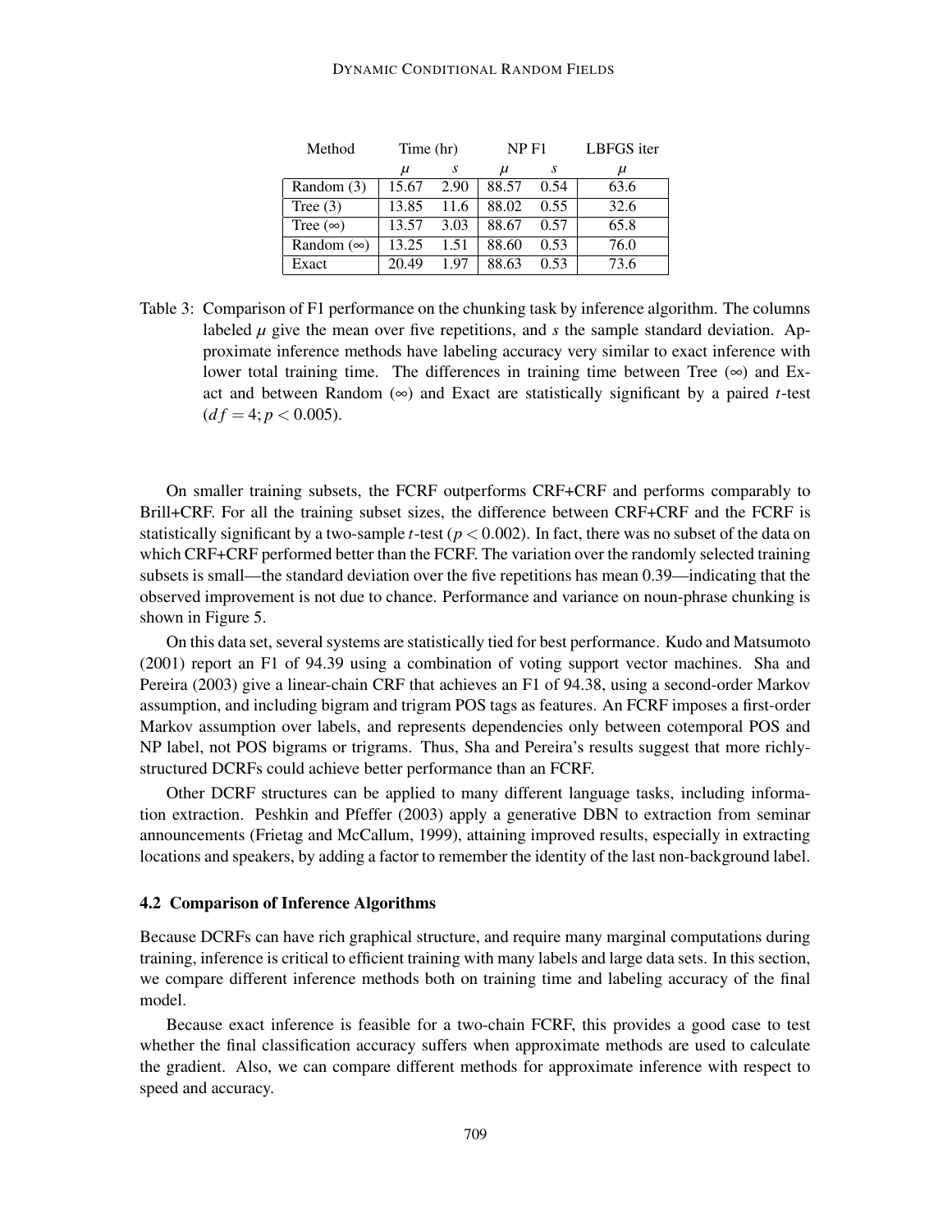| Method | Time (hr) | | NP F1 | | LBFGS iter |
|---|---|---|---|---|---|
| | $\mu$ | $s$ | $\mu$ | $s$ | $\mu$ |
| Random (3) | 15.67 | 2.90 | 88.57 | 0.54 | 63.6 |
| Tree (3) | 13.85 | 11.6 | 88.02 | 0.55 | 32.6 |
| Tree ($\infty$) | 13.57 | 3.03 | 88.67 | 0.57 | 65.8 |
| Random ($\infty$) | 13.25 | 1.51 | 88.60 | 0.53 | 76.0 |
| Exact | 20.49 | 1.97 | 88.63 | 0.53 | 73.6 |

Table 3: Comparison of F1 performance on the chunking task by inference algorithm. The columns labeled $\mu$ give the mean over five repetitions, and $s$ the sample standard deviation. Approximate inference methods have labeling accuracy very similar to exact inference with lower total training time. The differences in training time between Tree ($\infty$) and Exact and between Random ($\infty$) and Exact are statistically significant by a paired $t$-test ($df = 4; p < 0.005$).

On smaller training subsets, the FCRF outperforms CRF+CRF and performs comparably to Brill+CRF. For all the training subset sizes, the difference between CRF+CRF and the FCRF is statistically significant by a two-sample $t$-test ($p < 0.002$). In fact, there was no subset of the data on which CRF+CRF performed better than the FCRF. The variation over the randomly selected training subsets is small—the standard deviation over the five repetitions has mean 0.39—indicating that the observed improvement is not due to chance. Performance and variance on noun-phrase chunking is shown in Figure 5.

On this data set, several systems are statistically tied for best performance. Kudo and Matsumoto (2001) report an F1 of 94.39 using a combination of voting support vector machines. Sha and Pereira (2003) give a linear-chain CRF that achieves an F1 of 94.38, using a second-order Markov assumption, and including bigram and trigram POS tags as features. An FCRF imposes a first-order Markov assumption over labels, and represents dependencies only between cotemporal POS and NP label, not POS bigrams or trigrams. Thus, Sha and Pereira's results suggest that more richly-structured DCRFs could achieve better performance than an FCRF.

Other DCRF structures can be applied to many different language tasks, including information extraction. Peshkin and Pfeffer (2003) apply a generative DBN to extraction from seminar announcements (Frietag and McCallum, 1999), attaining improved results, especially in extracting locations and speakers, by adding a factor to remember the identity of the last non-background label.

### 4.2 Comparison of Inference Algorithms

Because DCRFs can have rich graphical structure, and require many marginal computations during training, inference is critical to efficient training with many labels and large data sets. In this section, we compare different inference methods both on training time and labeling accuracy of the final model.

Because exact inference is feasible for a two-chain FCRF, this provides a good case to test whether the final classification accuracy suffers when approximate methods are used to calculate the gradient. Also, we can compare different methods for approximate inference with respect to speed and accuracy.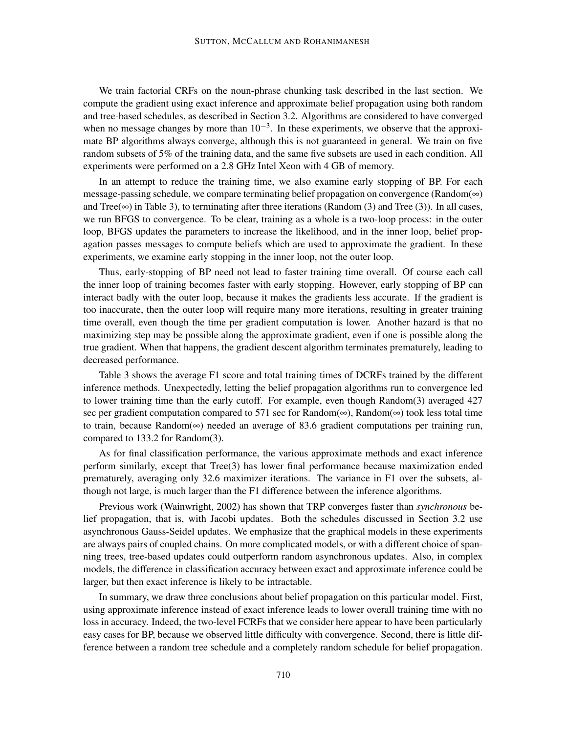We train factorial CRFs on the noun-phrase chunking task described in the last section. We compute the gradient using exact inference and approximate belief propagation using both random and tree-based schedules, as described in Section 3.2. Algorithms are considered to have converged when no message changes by more than $10^{-3}$. In these experiments, we observe that the approximate BP algorithms always converge, although this is not guaranteed in general. We train on five random subsets of 5% of the training data, and the same five subsets are used in each condition. All experiments were performed on a 2.8 GHz Intel Xeon with 4 GB of memory.

In an attempt to reduce the training time, we also examine early stopping of BP. For each message-passing schedule, we compare terminating belief propagation on convergence (Random($\infty$) and Tree($\infty$) in Table 3), to terminating after three iterations (Random (3) and Tree (3)). In all cases, we run BFGS to convergence. To be clear, training as a whole is a two-loop process: in the outer loop, BFGS updates the parameters to increase the likelihood, and in the inner loop, belief propagation passes messages to compute beliefs which are used to approximate the gradient. In these experiments, we examine early stopping in the inner loop, not the outer loop.

Thus, early-stopping of BP need not lead to faster training time overall. Of course each call the inner loop of training becomes faster with early stopping. However, early stopping of BP can interact badly with the outer loop, because it makes the gradients less accurate. If the gradient is too inaccurate, then the outer loop will require many more iterations, resulting in greater training time overall, even though the time per gradient computation is lower. Another hazard is that no maximizing step may be possible along the approximate gradient, even if one is possible along the true gradient. When that happens, the gradient descent algorithm terminates prematurely, leading to decreased performance.

Table 3 shows the average F1 score and total training times of DCRFs trained by the different inference methods. Unexpectedly, letting the belief propagation algorithms run to convergence led to lower training time than the early cutoff. For example, even though Random(3) averaged 427 sec per gradient computation compared to 571 sec for Random($\infty$), Random($\infty$) took less total time to train, because Random($\infty$) needed an average of 83.6 gradient computations per training run, compared to 133.2 for Random(3).

As for final classification performance, the various approximate methods and exact inference perform similarly, except that Tree(3) has lower final performance because maximization ended prematurely, averaging only 32.6 maximizer iterations. The variance in F1 over the subsets, although not large, is much larger than the F1 difference between the inference algorithms.

Previous work (Wainwright, 2002) has shown that TRP converges faster than *synchronous* belief propagation, that is, with Jacobi updates. Both the schedules discussed in Section 3.2 use asynchronous Gauss-Seidel updates. We emphasize that the graphical models in these experiments are always pairs of coupled chains. On more complicated models, or with a different choice of spanning trees, tree-based updates could outperform random asynchronous updates. Also, in complex models, the difference in classification accuracy between exact and approximate inference could be larger, but then exact inference is likely to be intractable.

In summary, we draw three conclusions about belief propagation on this particular model. First, using approximate inference instead of exact inference leads to lower overall training time with no loss in accuracy. Indeed, the two-level FCRFs that we consider here appear to have been particularly easy cases for BP, because we observed little difficulty with convergence. Second, there is little difference between a random tree schedule and a completely random schedule for belief propagation.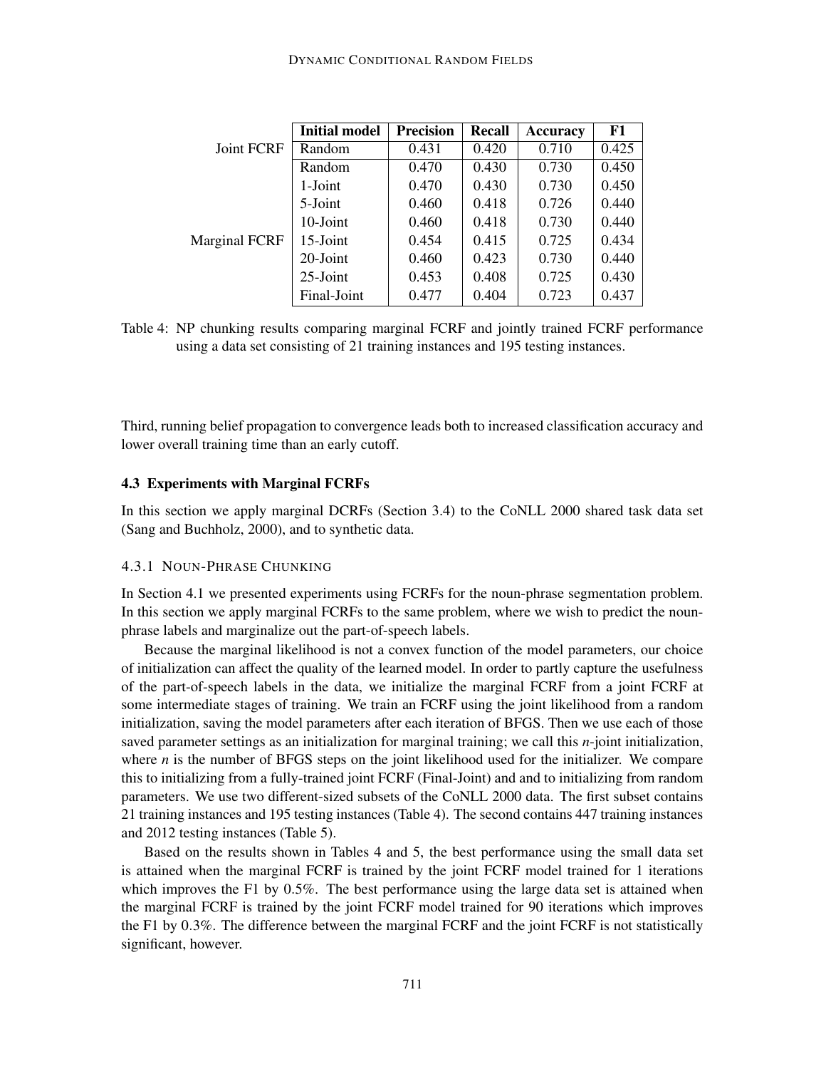| | Initial model | Precision | Recall | Accuracy | F1 |
|---|---|---|---|---|---|
| Joint FCRF | Random | 0.431 | 0.420 | 0.710 | 0.425 |
| Marginal FCRF | Random | 0.470 | 0.430 | 0.730 | 0.450 |
| | 1-Joint | 0.470 | 0.430 | 0.730 | 0.450 |
| | 5-Joint | 0.460 | 0.418 | 0.726 | 0.440 |
| | 10-Joint | 0.460 | 0.418 | 0.730 | 0.440 |
| | 15-Joint | 0.454 | 0.415 | 0.725 | 0.434 |
| | 20-Joint | 0.460 | 0.423 | 0.730 | 0.440 |
| | 25-Joint | 0.453 | 0.408 | 0.725 | 0.430 |
| | Final-Joint | 0.477 | 0.404 | 0.723 | 0.437 |

Table 4: NP chunking results comparing marginal FCRF and jointly trained FCRF performance using a data set consisting of 21 training instances and 195 testing instances.

Third, running belief propagation to convergence leads both to increased classification accuracy and lower overall training time than an early cutoff.

### 4.3 Experiments with Marginal FCRFs

In this section we apply marginal DCRFs (Section 3.4) to the CoNLL 2000 shared task data set (Sang and Buchholz, 2000), and to synthetic data.

#### 4.3.1 Noun-Phrase Chunking

In Section 4.1 we presented experiments using FCRFs for the noun-phrase segmentation problem. In this section we apply marginal FCRFs to the same problem, where we wish to predict the noun-phrase labels and marginalize out the part-of-speech labels.

Because the marginal likelihood is not a convex function of the model parameters, our choice of initialization can affect the quality of the learned model. In order to partly capture the usefulness of the part-of-speech labels in the data, we initialize the marginal FCRF from a joint FCRF at some intermediate stages of training. We train an FCRF using the joint likelihood from a random initialization, saving the model parameters after each iteration of BFGS. Then we use each of those saved parameter settings as an initialization for marginal training; we call this $n$-joint initialization, where $n$ is the number of BFGS steps on the joint likelihood used for the initializer. We compare this to initializing from a fully-trained joint FCRF (Final-Joint) and and to initializing from random parameters. We use two different-sized subsets of the CoNLL 2000 data. The first subset contains 21 training instances and 195 testing instances (Table 4). The second contains 447 training instances and 2012 testing instances (Table 5).

Based on the results shown in Tables 4 and 5, the best performance using the small data set is attained when the marginal FCRF is trained by the joint FCRF model trained for 1 iterations which improves the F1 by 0.5%. The best performance using the large data set is attained when the marginal FCRF is trained by the joint FCRF model trained for 90 iterations which improves the F1 by 0.3%. The difference between the marginal FCRF and the joint FCRF is not statistically significant, however.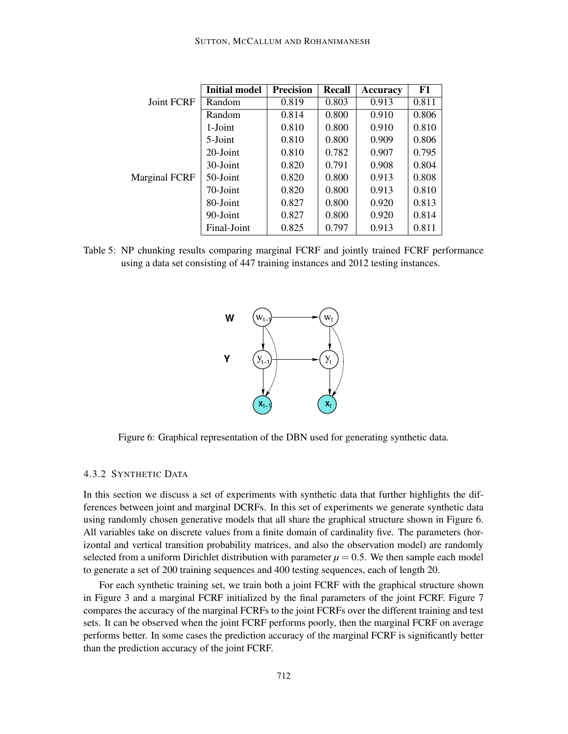| | Initial model | Precision | Recall | Accuracy | F1 |
|---|---|---|---|---|---|
| Joint FCRF | Random | 0.819 | 0.803 | 0.913 | 0.811 |
| Marginal FCRF | Random | 0.814 | 0.800 | 0.910 | 0.806 |
| | 1-Joint | 0.810 | 0.800 | 0.910 | 0.810 |
| | 5-Joint | 0.810 | 0.800 | 0.909 | 0.806 |
| | 20-Joint | 0.810 | 0.782 | 0.907 | 0.795 |
| | 30-Joint | 0.820 | 0.791 | 0.908 | 0.804 |
| | 50-Joint | 0.820 | 0.800 | 0.913 | 0.808 |
| | 70-Joint | 0.820 | 0.800 | 0.913 | 0.810 |
| | 80-Joint | 0.827 | 0.800 | 0.920 | 0.813 |
| | 90-Joint | 0.827 | 0.800 | 0.920 | 0.814 |
| | Final-Joint | 0.825 | 0.797 | 0.913 | 0.811 |

Table 5: NP chunking results comparing marginal FCRF and jointly trained FCRF performance using a data set consisting of 447 training instances and 2012 testing instances.

Figure 6: Graphical representation of the DBN used for generating synthetic data.

#### 4.3.2 Synthetic Data

In this section we discuss a set of experiments with synthetic data that further highlights the differences between joint and marginal DCRFs. In this set of experiments we generate synthetic data using randomly chosen generative models that all share the graphical structure shown in Figure 6. All variables take on discrete values from a finite domain of cardinality five. The parameters (horizontal and vertical transition probability matrices, and also the observation model) are randomly selected from a uniform Dirichlet distribution with parameter $\mu = 0.5$. We then sample each model to generate a set of 200 training sequences and 400 testing sequences, each of length 20.

For each synthetic training set, we train both a joint FCRF with the graphical structure shown in Figure 3 and a marginal FCRF initialized by the final parameters of the joint FCRF. Figure 7 compares the accuracy of the marginal FCRFs to the joint FCRFs over the different training and test sets. It can be observed when the joint FCRF performs poorly, then the marginal FCRF on average performs better. In some cases the prediction accuracy of the marginal FCRF is significantly better than the prediction accuracy of the joint FCRF.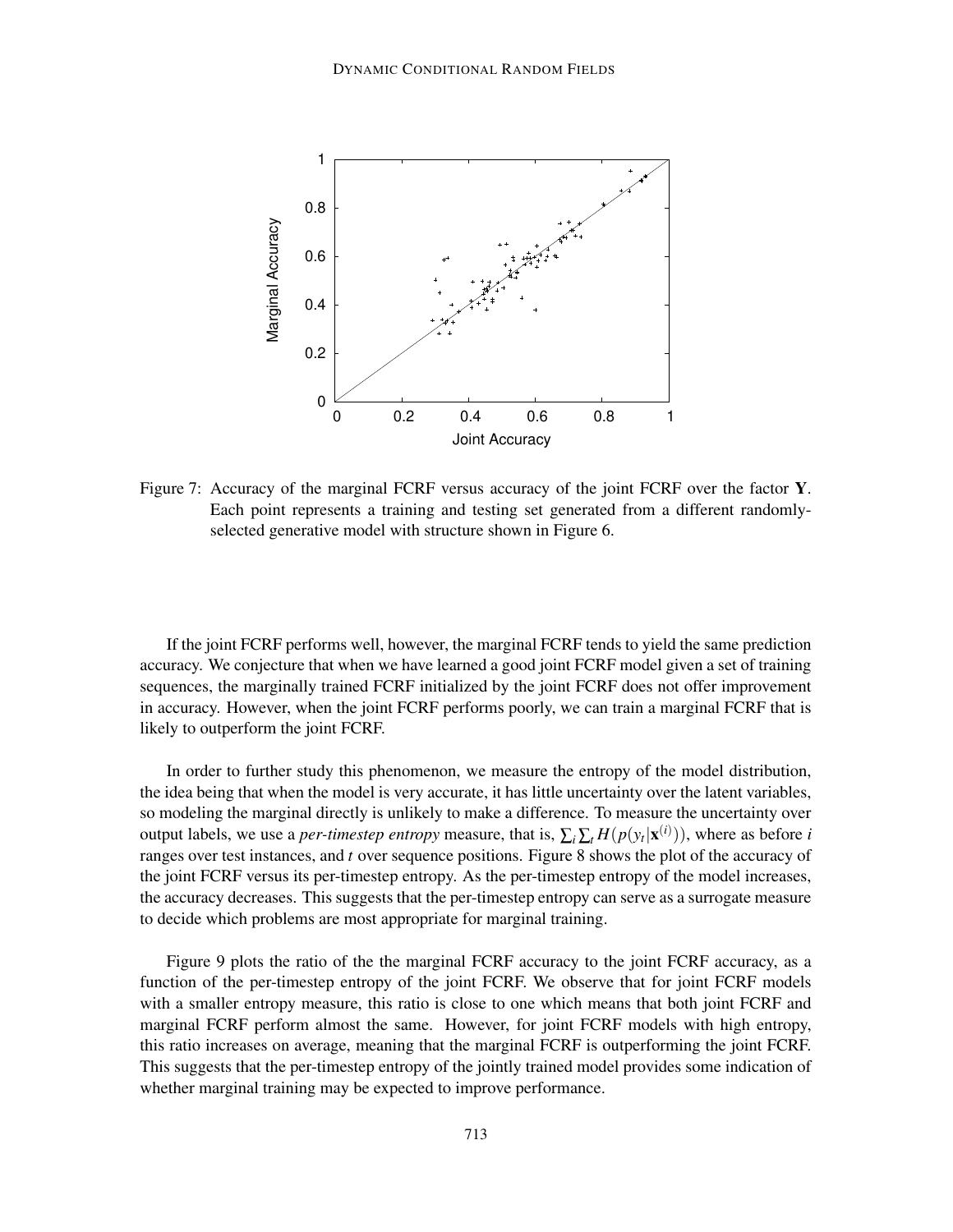Figure 7: Accuracy of the marginal FCRF versus accuracy of the joint FCRF over the factor $\mathbf{Y}$. Each point represents a training and testing set generated from a different randomly-selected generative model with structure shown in Figure 6.

If the joint FCRF performs well, however, the marginal FCRF tends to yield the same prediction accuracy. We conjecture that when we have learned a good joint FCRF model given a set of training sequences, the marginally trained FCRF initialized by the joint FCRF does not offer improvement in accuracy. However, when the joint FCRF performs poorly, we can train a marginal FCRF that is likely to outperform the joint FCRF.

In order to further study this phenomenon, we measure the entropy of the model distribution, the idea being that when the model is very accurate, it has little uncertainty over the latent variables, so modeling the marginal directly is unlikely to make a difference. To measure the uncertainty over output labels, we use a *per-timestep entropy* measure, that is, $\sum_i \sum_t H(p(y_t|\mathbf{x}^{(i)}))$, where as before $i$ ranges over test instances, and $t$ over sequence positions. Figure 8 shows the plot of the accuracy of the joint FCRF versus its per-timestep entropy. As the per-timestep entropy of the model increases, the accuracy decreases. This suggests that the per-timestep entropy can serve as a surrogate measure to decide which problems are most appropriate for marginal training.

Figure 9 plots the ratio of the the marginal FCRF accuracy to the joint FCRF accuracy, as a function of the per-timestep entropy of the joint FCRF. We observe that for joint FCRF models with a smaller entropy measure, this ratio is close to one which means that both joint FCRF and marginal FCRF perform almost the same. However, for joint FCRF models with high entropy, this ratio increases on average, meaning that the marginal FCRF is outperforming the joint FCRF. This suggests that the per-timestep entropy of the jointly trained model provides some indication of whether marginal training may be expected to improve performance.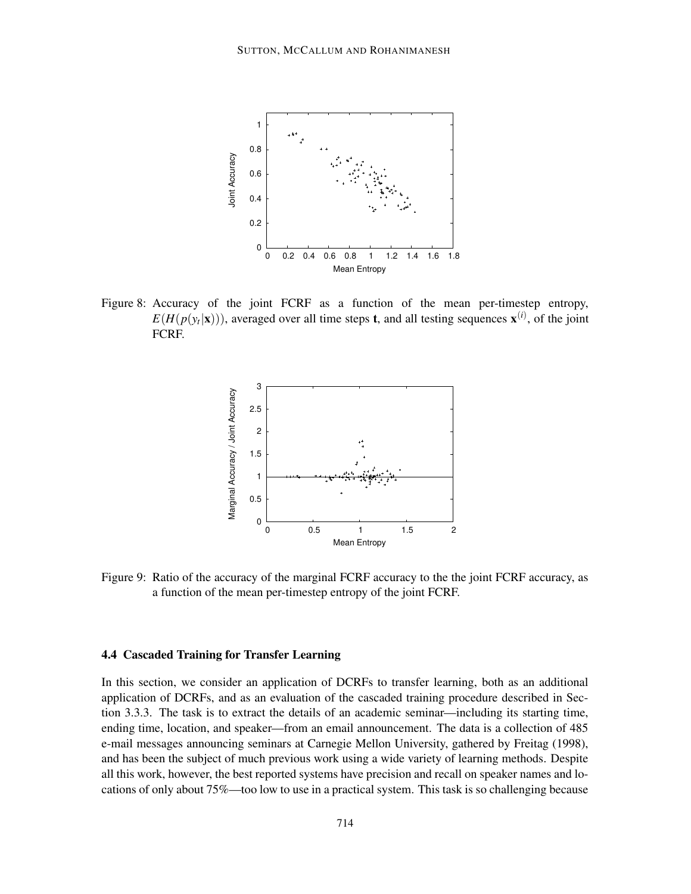Figure 8: Accuracy of the joint FCRF as a function of the mean per-timestep entropy, $E(H(p(y_t|\mathbf{x})))$, averaged over all time steps $\mathbf{t}$, and all testing sequences $\mathbf{x}^{(i)}$, of the joint FCRF.

Figure 9: Ratio of the accuracy of the marginal FCRF accuracy to the the joint FCRF accuracy, as a function of the mean per-timestep entropy of the joint FCRF.

### 4.4 Cascaded Training for Transfer Learning

In this section, we consider an application of DCRFs to transfer learning, both as an additional application of DCRFs, and as an evaluation of the cascaded training procedure described in Section 3.3.3. The task is to extract the details of an academic seminar—including its starting time, ending time, location, and speaker—from an email announcement. The data is a collection of 485 e-mail messages announcing seminars at Carnegie Mellon University, gathered by Freitag (1998), and has been the subject of much previous work using a wide variety of learning methods. Despite all this work, however, the best reported systems have precision and recall on speaker names and locations of only about 75%—too low to use in a practical system. This task is so challenging because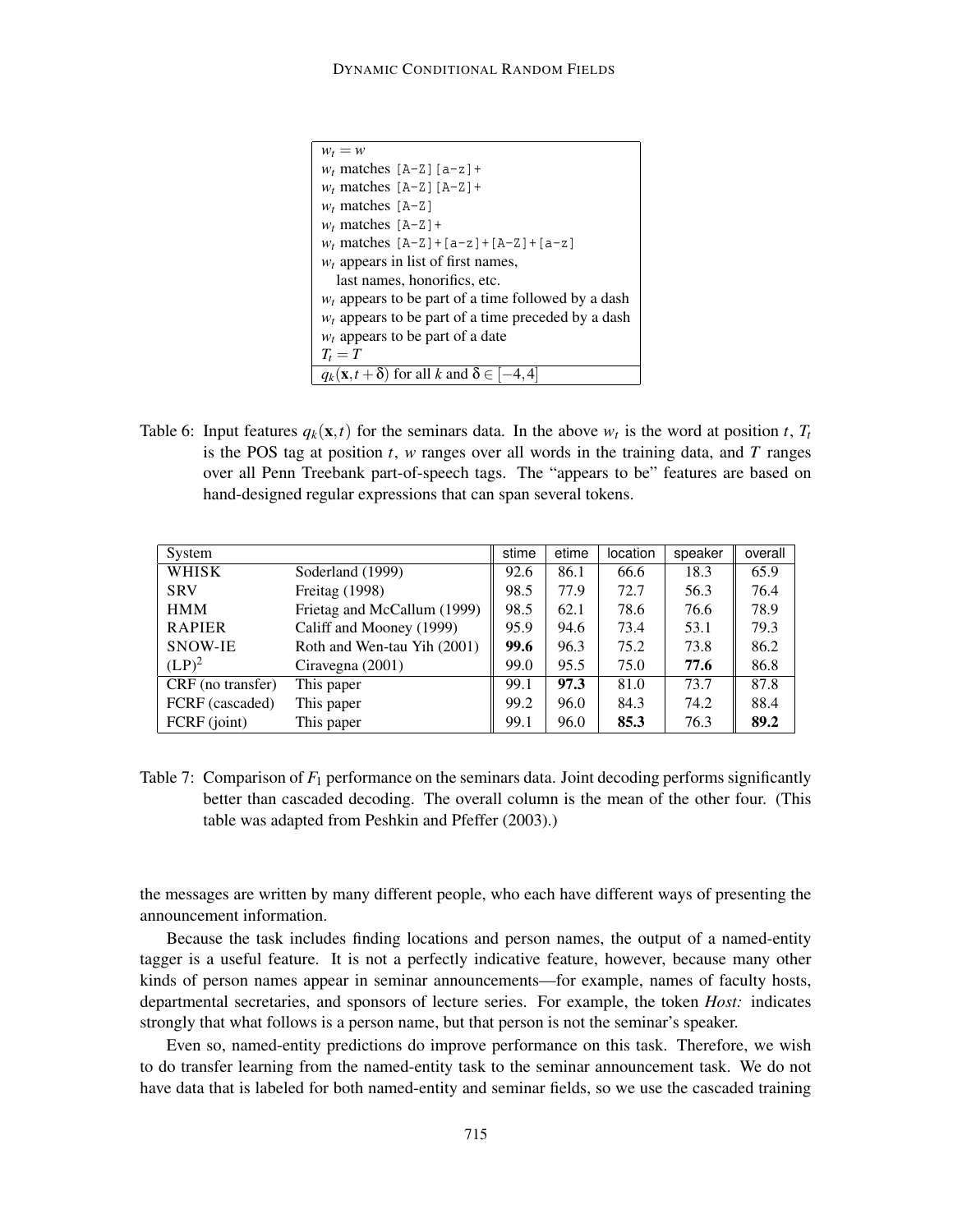| |
|---|
| $w_t = w$ |
| $w_t$ matches `[A-Z][a-z]+` |
| $w_t$ matches `[A-Z][A-Z]+` |
| $w_t$ matches `[A-Z]` |
| $w_t$ matches `[A-Z]+` |
| $w_t$ matches `[A-Z]+[a-z]+[A-Z]+[a-z]` |
| $w_t$ appears in list of first names, last names, honorifics, etc. |
| $w_t$ appears to be part of a time followed by a dash |
| $w_t$ appears to be part of a time preceded by a dash |
| $w_t$ appears to be part of a date |
| $T_t = T$ |
| $q_k(\mathbf{x}, t+\delta)$ for all $k$ and $\delta \in [-4, 4]$ |

Table 6: Input features $q_k(\mathbf{x}, t)$ for the seminars data. In the above $w_t$ is the word at position $t$, $T_t$ is the POS tag at position $t$, $w$ ranges over all words in the training data, and $T$ ranges over all Penn Treebank part-of-speech tags. The "appears to be" features are based on hand-designed regular expressions that can span several tokens.

| System | | stime | etime | location | speaker | overall |
|---|---|---|---|---|---|---|
| WHISK | Soderland (1999) | 92.6 | 86.1 | 66.6 | 18.3 | 65.9 |
| SRV | Freitag (1998) | 98.5 | 77.9 | 72.7 | 56.3 | 76.4 |
| HMM | Frietag and McCallum (1999) | 98.5 | 62.1 | 78.6 | 76.6 | 78.9 |
| RAPIER | Califf and Mooney (1999) | 95.9 | 94.6 | 73.4 | 53.1 | 79.3 |
| SNOW-IE | Roth and Wen-tau Yih (2001) | **99.6** | 96.3 | 75.2 | 73.8 | 86.2 |
| $(LP)^2$ | Ciravegna (2001) | 99.0 | 95.5 | 75.0 | **77.6** | 86.8 |
| CRF (no transfer) | This paper | 99.1 | **97.3** | 81.0 | 73.7 | 87.8 |
| FCRF (cascaded) | This paper | 99.2 | 96.0 | 84.3 | 74.2 | 88.4 |
| FCRF (joint) | This paper | 99.1 | 96.0 | **85.3** | 76.3 | **89.2** |

Table 7: Comparison of $F_1$ performance on the seminars data. Joint decoding performs significantly better than cascaded decoding. The overall column is the mean of the other four. (This table was adapted from Peshkin and Pfeffer (2003).)

the messages are written by many different people, who each have different ways of presenting the announcement information.

Because the task includes finding locations and person names, the output of a named-entity tagger is a useful feature. It is not a perfectly indicative feature, however, because many other kinds of person names appear in seminar announcements—for example, names of faculty hosts, departmental secretaries, and sponsors of lecture series. For example, the token *Host:* indicates strongly that what follows is a person name, but that person is not the seminar's speaker.

Even so, named-entity predictions do improve performance on this task. Therefore, we wish to do transfer learning from the named-entity task to the seminar announcement task. We do not have data that is labeled for both named-entity and seminar fields, so we use the cascaded training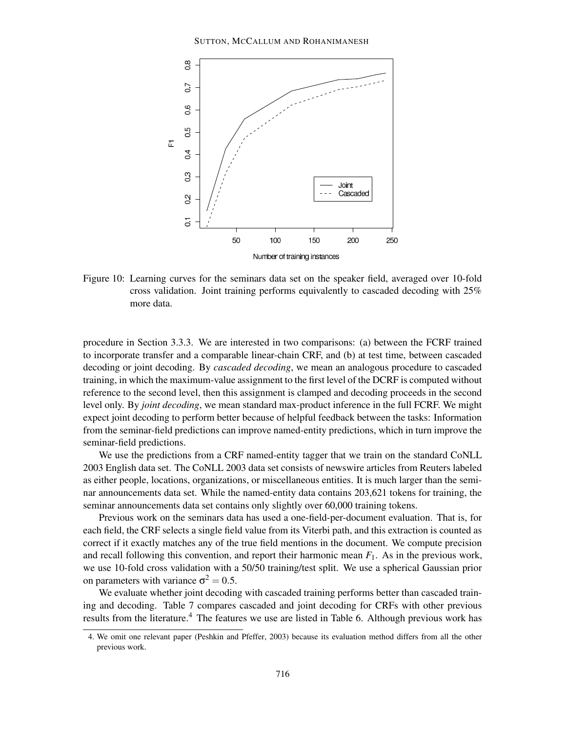Figure 10: Learning curves for the seminars data set on the speaker field, averaged over 10-fold cross validation. Joint training performs equivalently to cascaded decoding with 25% more data.

procedure in Section 3.3.3. We are interested in two comparisons: (a) between the FCRF trained to incorporate transfer and a comparable linear-chain CRF, and (b) at test time, between cascaded decoding or joint decoding. By *cascaded decoding*, we mean an analogous procedure to cascaded training, in which the maximum-value assignment to the first level of the DCRF is computed without reference to the second level, then this assignment is clamped and decoding proceeds in the second level only. By *joint decoding*, we mean standard max-product inference in the full FCRF. We might expect joint decoding to perform better because of helpful feedback between the tasks: Information from the seminar-field predictions can improve named-entity predictions, which in turn improve the seminar-field predictions.

We use the predictions from a CRF named-entity tagger that we train on the standard CoNLL 2003 English data set. The CoNLL 2003 data set consists of newswire articles from Reuters labeled as either people, locations, organizations, or miscellaneous entities. It is much larger than the seminar announcements data set. While the named-entity data contains 203,621 tokens for training, the seminar announcements data set contains only slightly over 60,000 training tokens.

Previous work on the seminars data has used a one-field-per-document evaluation. That is, for each field, the CRF selects a single field value from its Viterbi path, and this extraction is counted as correct if it exactly matches any of the true field mentions in the document. We compute precision and recall following this convention, and report their harmonic mean $F_1$. As in the previous work, we use 10-fold cross validation with a 50/50 training/test split. We use a spherical Gaussian prior on parameters with variance $\sigma^2 = 0.5$.

We evaluate whether joint decoding with cascaded training performs better than cascaded training and decoding. Table 7 compares cascaded and joint decoding for CRFs with other previous results from the literature.[4] The features we use are listed in Table 6. Although previous work has

4. We omit one relevant paper (Peshkin and Pfeffer, 2003) because its evaluation method differs from all the other previous work.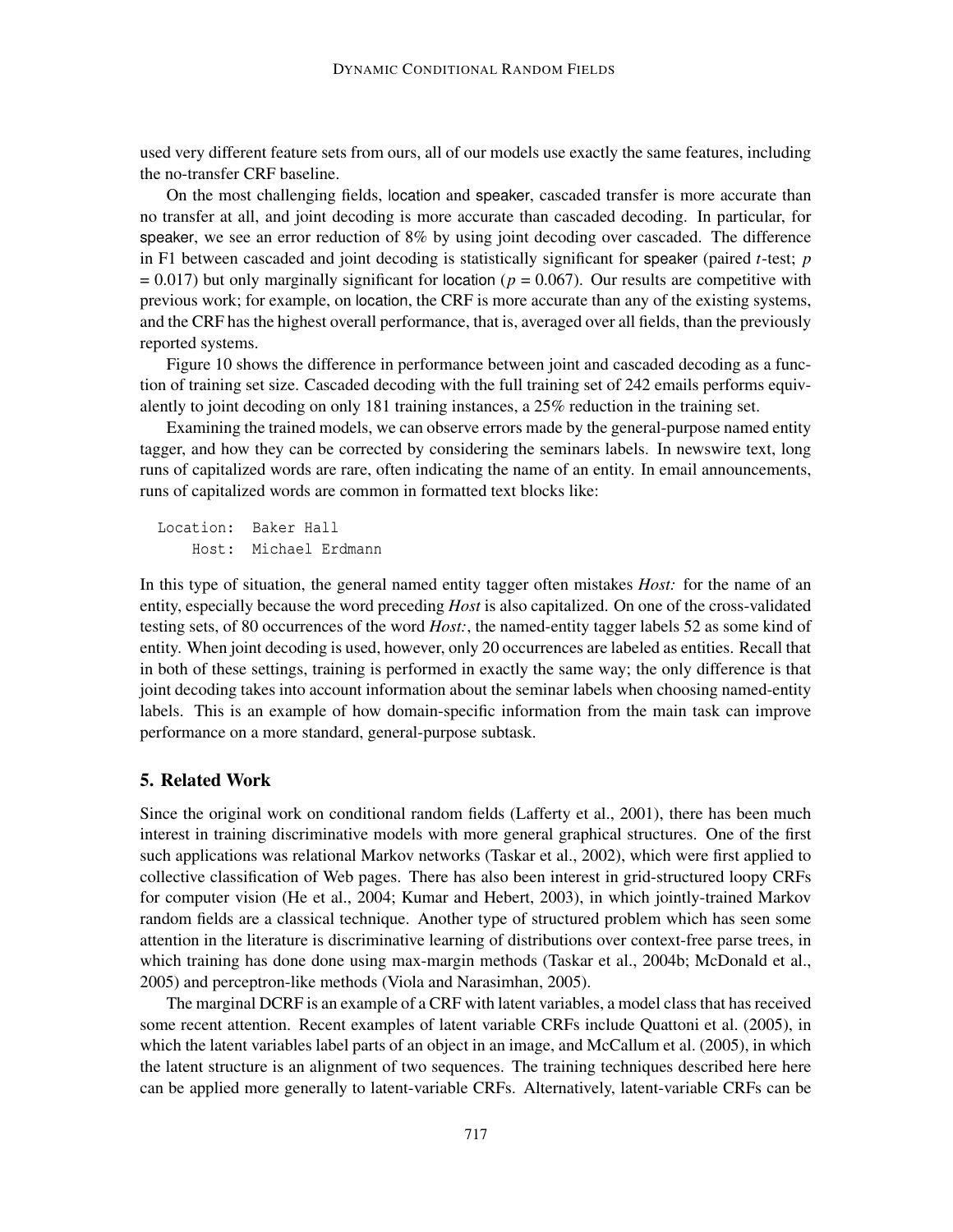used very different feature sets from ours, all of our models use exactly the same features, including the no-transfer CRF baseline.

On the most challenging fields, location and speaker, cascaded transfer is more accurate than no transfer at all, and joint decoding is more accurate than cascaded decoding. In particular, for speaker, we see an error reduction of 8% by using joint decoding over cascaded. The difference in F1 between cascaded and joint decoding is statistically significant for speaker (paired $t$-test; $p = 0.017$) but only marginally significant for location ($p = 0.067$). Our results are competitive with previous work; for example, on location, the CRF is more accurate than any of the existing systems, and the CRF has the highest overall performance, that is, averaged over all fields, than the previously reported systems.

Figure 10 shows the difference in performance between joint and cascaded decoding as a function of training set size. Cascaded decoding with the full training set of 242 emails performs equivalently to joint decoding on only 181 training instances, a 25% reduction in the training set.

Examining the trained models, we can observe errors made by the general-purpose named entity tagger, and how they can be corrected by considering the seminars labels. In newswire text, long runs of capitalized words are rare, often indicating the name of an entity. In email announcements, runs of capitalized words are common in formatted text blocks like:

```
Location:  Baker Hall
    Host:  Michael Erdmann
```

In this type of situation, the general named entity tagger often mistakes *Host:* for the name of an entity, especially because the word preceding *Host* is also capitalized. On one of the cross-validated testing sets, of 80 occurrences of the word *Host:*, the named-entity tagger labels 52 as some kind of entity. When joint decoding is used, however, only 20 occurrences are labeled as entities. Recall that in both of these settings, training is performed in exactly the same way; the only difference is that joint decoding takes into account information about the seminar labels when choosing named-entity labels. This is an example of how domain-specific information from the main task can improve performance on a more standard, general-purpose subtask.

## 5. Related Work

Since the original work on conditional random fields (Lafferty et al., 2001), there has been much interest in training discriminative models with more general graphical structures. One of the first such applications was relational Markov networks (Taskar et al., 2002), which were first applied to collective classification of Web pages. There has also been interest in grid-structured loopy CRFs for computer vision (He et al., 2004; Kumar and Hebert, 2003), in which jointly-trained Markov random fields are a classical technique. Another type of structured problem which has seen some attention in the literature is discriminative learning of distributions over context-free parse trees, in which training has done done using max-margin methods (Taskar et al., 2004b; McDonald et al., 2005) and perceptron-like methods (Viola and Narasimhan, 2005).

The marginal DCRF is an example of a CRF with latent variables, a model class that has received some recent attention. Recent examples of latent variable CRFs include Quattoni et al. (2005), in which the latent variables label parts of an object in an image, and McCallum et al. (2005), in which the latent structure is an alignment of two sequences. The training techniques described here here can be applied more generally to latent-variable CRFs. Alternatively, latent-variable CRFs can be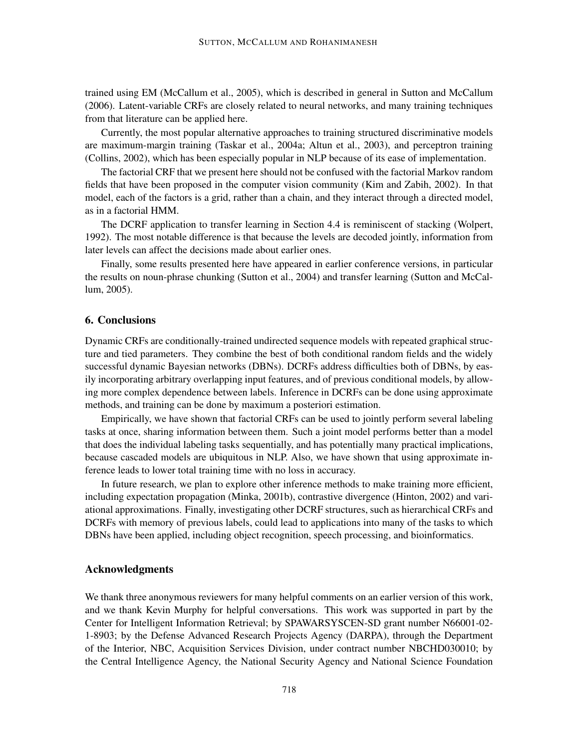trained using EM (McCallum et al., 2005), which is described in general in Sutton and McCallum (2006). Latent-variable CRFs are closely related to neural networks, and many training techniques from that literature can be applied here.

Currently, the most popular alternative approaches to training structured discriminative models are maximum-margin training (Taskar et al., 2004a; Altun et al., 2003), and perceptron training (Collins, 2002), which has been especially popular in NLP because of its ease of implementation.

The factorial CRF that we present here should not be confused with the factorial Markov random fields that have been proposed in the computer vision community (Kim and Zabih, 2002). In that model, each of the factors is a grid, rather than a chain, and they interact through a directed model, as in a factorial HMM.

The DCRF application to transfer learning in Section 4.4 is reminiscent of stacking (Wolpert, 1992). The most notable difference is that because the levels are decoded jointly, information from later levels can affect the decisions made about earlier ones.

Finally, some results presented here have appeared in earlier conference versions, in particular the results on noun-phrase chunking (Sutton et al., 2004) and transfer learning (Sutton and McCallum, 2005).

## 6. Conclusions

Dynamic CRFs are conditionally-trained undirected sequence models with repeated graphical structure and tied parameters. They combine the best of both conditional random fields and the widely successful dynamic Bayesian networks (DBNs). DCRFs address difficulties both of DBNs, by easily incorporating arbitrary overlapping input features, and of previous conditional models, by allowing more complex dependence between labels. Inference in DCRFs can be done using approximate methods, and training can be done by maximum a posteriori estimation.

Empirically, we have shown that factorial CRFs can be used to jointly perform several labeling tasks at once, sharing information between them. Such a joint model performs better than a model that does the individual labeling tasks sequentially, and has potentially many practical implications, because cascaded models are ubiquitous in NLP. Also, we have shown that using approximate inference leads to lower total training time with no loss in accuracy.

In future research, we plan to explore other inference methods to make training more efficient, including expectation propagation (Minka, 2001b), contrastive divergence (Hinton, 2002) and variational approximations. Finally, investigating other DCRF structures, such as hierarchical CRFs and DCRFs with memory of previous labels, could lead to applications into many of the tasks to which DBNs have been applied, including object recognition, speech processing, and bioinformatics.

## Acknowledgments

We thank three anonymous reviewers for many helpful comments on an earlier version of this work, and we thank Kevin Murphy for helpful conversations. This work was supported in part by the Center for Intelligent Information Retrieval; by SPAWARSYSCEN-SD grant number N66001-02-1-8903; by the Defense Advanced Research Projects Agency (DARPA), through the Department of the Interior, NBC, Acquisition Services Division, under contract number NBCHD030010; by the Central Intelligence Agency, the National Security Agency and National Science Foundation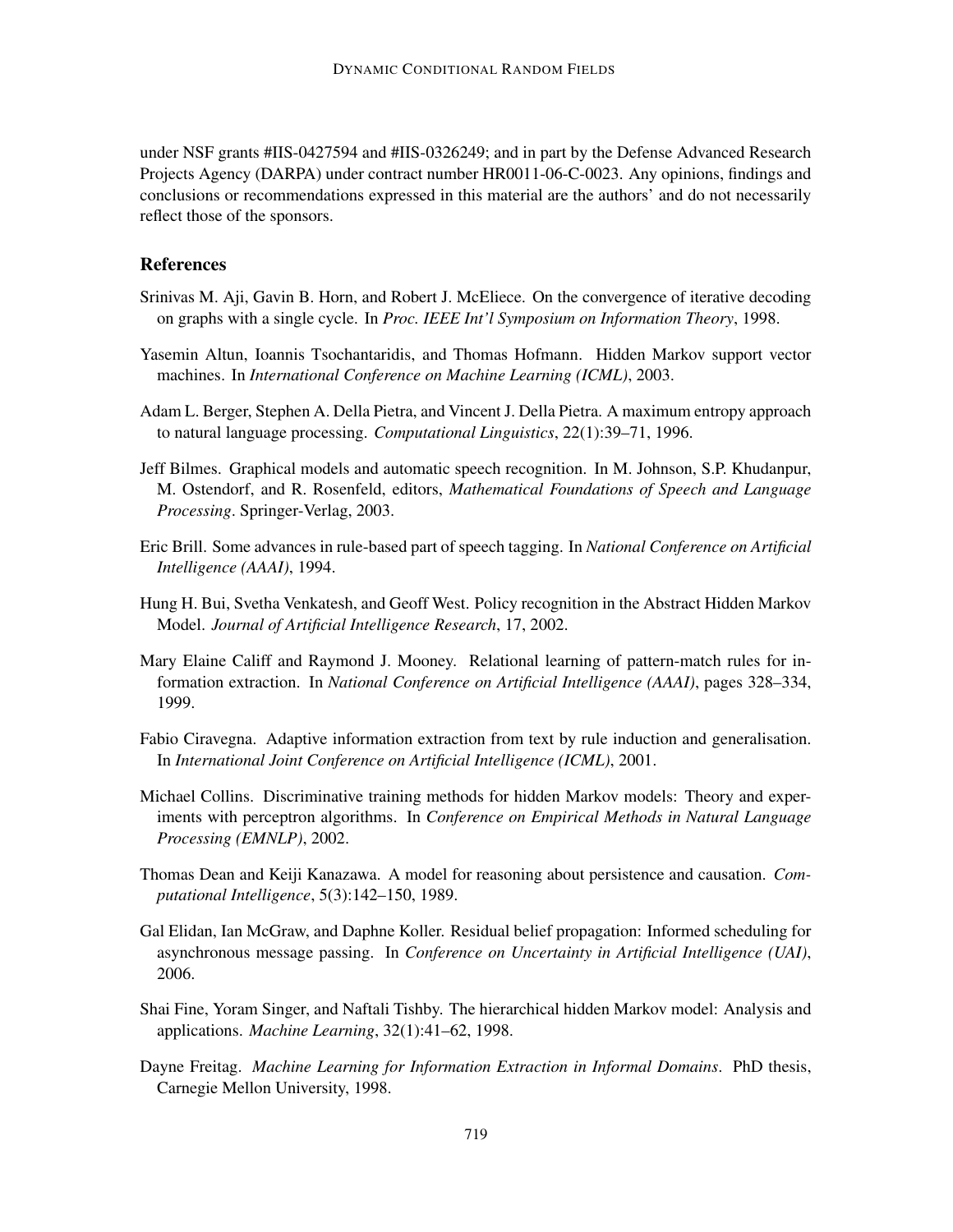under NSF grants #IIS-0427594 and #IIS-0326249; and in part by the Defense Advanced Research Projects Agency (DARPA) under contract number HR0011-06-C-0023. Any opinions, findings and conclusions or recommendations expressed in this material are the authors' and do not necessarily reflect those of the sponsors.

## References

Srinivas M. Aji, Gavin B. Horn, and Robert J. McEliece. On the convergence of iterative decoding on graphs with a single cycle. In *Proc. IEEE Int'l Symposium on Information Theory*, 1998.

Yasemin Altun, Ioannis Tsochantaridis, and Thomas Hofmann. Hidden Markov support vector machines. In *International Conference on Machine Learning (ICML)*, 2003.

Adam L. Berger, Stephen A. Della Pietra, and Vincent J. Della Pietra. A maximum entropy approach to natural language processing. *Computational Linguistics*, 22(1):39–71, 1996.

Jeff Bilmes. Graphical models and automatic speech recognition. In M. Johnson, S.P. Khudanpur, M. Ostendorf, and R. Rosenfeld, editors, *Mathematical Foundations of Speech and Language Processing*. Springer-Verlag, 2003.

Eric Brill. Some advances in rule-based part of speech tagging. In *National Conference on Artificial Intelligence (AAAI)*, 1994.

Hung H. Bui, Svetha Venkatesh, and Geoff West. Policy recognition in the Abstract Hidden Markov Model. *Journal of Artificial Intelligence Research*, 17, 2002.

Mary Elaine Califf and Raymond J. Mooney. Relational learning of pattern-match rules for information extraction. In *National Conference on Artificial Intelligence (AAAI)*, pages 328–334, 1999.

Fabio Ciravegna. Adaptive information extraction from text by rule induction and generalisation. In *International Joint Conference on Artificial Intelligence (ICML)*, 2001.

Michael Collins. Discriminative training methods for hidden Markov models: Theory and experiments with perceptron algorithms. In *Conference on Empirical Methods in Natural Language Processing (EMNLP)*, 2002.

Thomas Dean and Keiji Kanazawa. A model for reasoning about persistence and causation. *Computational Intelligence*, 5(3):142–150, 1989.

Gal Elidan, Ian McGraw, and Daphne Koller. Residual belief propagation: Informed scheduling for asynchronous message passing. In *Conference on Uncertainty in Artificial Intelligence (UAI)*, 2006.

Shai Fine, Yoram Singer, and Naftali Tishby. The hierarchical hidden Markov model: Analysis and applications. *Machine Learning*, 32(1):41–62, 1998.

Dayne Freitag. *Machine Learning for Information Extraction in Informal Domains*. PhD thesis, Carnegie Mellon University, 1998.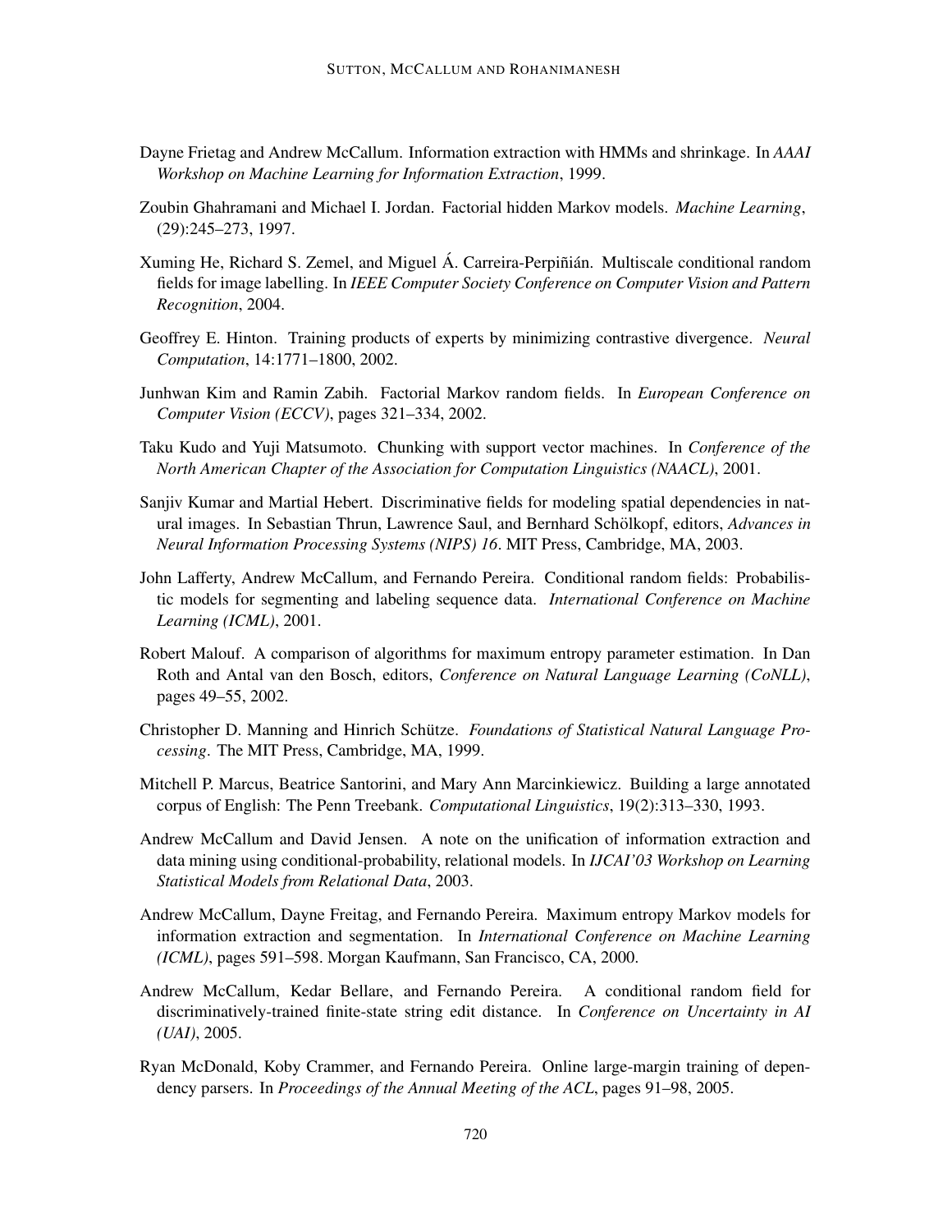Dayne Frietag and Andrew McCallum. Information extraction with HMMs and shrinkage. In *AAAI Workshop on Machine Learning for Information Extraction*, 1999.

Zoubin Ghahramani and Michael I. Jordan. Factorial hidden Markov models. *Machine Learning*, (29):245–273, 1997.

Xuming He, Richard S. Zemel, and Miguel Á. Carreira-Perpiñián. Multiscale conditional random fields for image labelling. In *IEEE Computer Society Conference on Computer Vision and Pattern Recognition*, 2004.

Geoffrey E. Hinton. Training products of experts by minimizing contrastive divergence. *Neural Computation*, 14:1771–1800, 2002.

Junhwan Kim and Ramin Zabih. Factorial Markov random fields. In *European Conference on Computer Vision (ECCV)*, pages 321–334, 2002.

Taku Kudo and Yuji Matsumoto. Chunking with support vector machines. In *Conference of the North American Chapter of the Association for Computation Linguistics (NAACL)*, 2001.

Sanjiv Kumar and Martial Hebert. Discriminative fields for modeling spatial dependencies in natural images. In Sebastian Thrun, Lawrence Saul, and Bernhard Schölkopf, editors, *Advances in Neural Information Processing Systems (NIPS) 16*. MIT Press, Cambridge, MA, 2003.

John Lafferty, Andrew McCallum, and Fernando Pereira. Conditional random fields: Probabilistic models for segmenting and labeling sequence data. *International Conference on Machine Learning (ICML)*, 2001.

Robert Malouf. A comparison of algorithms for maximum entropy parameter estimation. In Dan Roth and Antal van den Bosch, editors, *Conference on Natural Language Learning (CoNLL)*, pages 49–55, 2002.

Christopher D. Manning and Hinrich Schütze. *Foundations of Statistical Natural Language Processing*. The MIT Press, Cambridge, MA, 1999.

Mitchell P. Marcus, Beatrice Santorini, and Mary Ann Marcinkiewicz. Building a large annotated corpus of English: The Penn Treebank. *Computational Linguistics*, 19(2):313–330, 1993.

Andrew McCallum and David Jensen. A note on the unification of information extraction and data mining using conditional-probability, relational models. In *IJCAI'03 Workshop on Learning Statistical Models from Relational Data*, 2003.

Andrew McCallum, Dayne Freitag, and Fernando Pereira. Maximum entropy Markov models for information extraction and segmentation. In *International Conference on Machine Learning (ICML)*, pages 591–598. Morgan Kaufmann, San Francisco, CA, 2000.

Andrew McCallum, Kedar Bellare, and Fernando Pereira. A conditional random field for discriminatively-trained finite-state string edit distance. In *Conference on Uncertainty in AI (UAI)*, 2005.

Ryan McDonald, Koby Crammer, and Fernando Pereira. Online large-margin training of dependency parsers. In *Proceedings of the Annual Meeting of the ACL*, pages 91–98, 2005.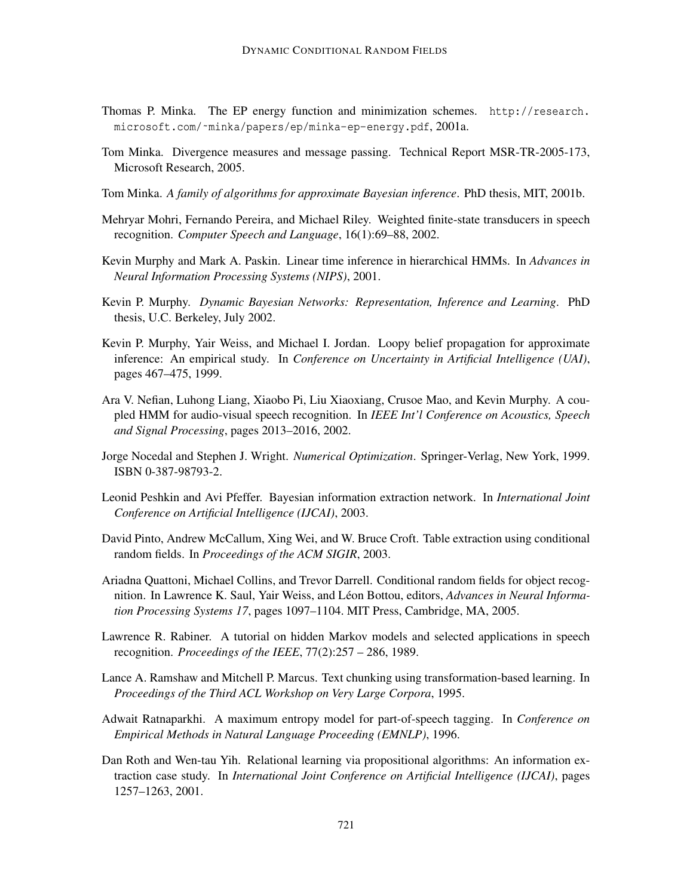Thomas P. Minka. The EP energy function and minimization schemes. http://research.microsoft.com/~minka/papers/ep/minka-ep-energy.pdf, 2001a.

Tom Minka. Divergence measures and message passing. Technical Report MSR-TR-2005-173, Microsoft Research, 2005.

Tom Minka. *A family of algorithms for approximate Bayesian inference*. PhD thesis, MIT, 2001b.

Mehryar Mohri, Fernando Pereira, and Michael Riley. Weighted finite-state transducers in speech recognition. *Computer Speech and Language*, 16(1):69–88, 2002.

Kevin Murphy and Mark A. Paskin. Linear time inference in hierarchical HMMs. In *Advances in Neural Information Processing Systems (NIPS)*, 2001.

Kevin P. Murphy. *Dynamic Bayesian Networks: Representation, Inference and Learning*. PhD thesis, U.C. Berkeley, July 2002.

Kevin P. Murphy, Yair Weiss, and Michael I. Jordan. Loopy belief propagation for approximate inference: An empirical study. In *Conference on Uncertainty in Artificial Intelligence (UAI)*, pages 467–475, 1999.

Ara V. Nefian, Luhong Liang, Xiaobo Pi, Liu Xiaoxiang, Crusoe Mao, and Kevin Murphy. A coupled HMM for audio-visual speech recognition. In *IEEE Int'l Conference on Acoustics, Speech and Signal Processing*, pages 2013–2016, 2002.

Jorge Nocedal and Stephen J. Wright. *Numerical Optimization*. Springer-Verlag, New York, 1999. ISBN 0-387-98793-2.

Leonid Peshkin and Avi Pfeffer. Bayesian information extraction network. In *International Joint Conference on Artificial Intelligence (IJCAI)*, 2003.

David Pinto, Andrew McCallum, Xing Wei, and W. Bruce Croft. Table extraction using conditional random fields. In *Proceedings of the ACM SIGIR*, 2003.

Ariadna Quattoni, Michael Collins, and Trevor Darrell. Conditional random fields for object recognition. In Lawrence K. Saul, Yair Weiss, and Léon Bottou, editors, *Advances in Neural Information Processing Systems 17*, pages 1097–1104. MIT Press, Cambridge, MA, 2005.

Lawrence R. Rabiner. A tutorial on hidden Markov models and selected applications in speech recognition. *Proceedings of the IEEE*, 77(2):257 – 286, 1989.

Lance A. Ramshaw and Mitchell P. Marcus. Text chunking using transformation-based learning. In *Proceedings of the Third ACL Workshop on Very Large Corpora*, 1995.

Adwait Ratnaparkhi. A maximum entropy model for part-of-speech tagging. In *Conference on Empirical Methods in Natural Language Proceeding (EMNLP)*, 1996.

Dan Roth and Wen-tau Yih. Relational learning via propositional algorithms: An information extraction case study. In *International Joint Conference on Artificial Intelligence (IJCAI)*, pages 1257–1263, 2001.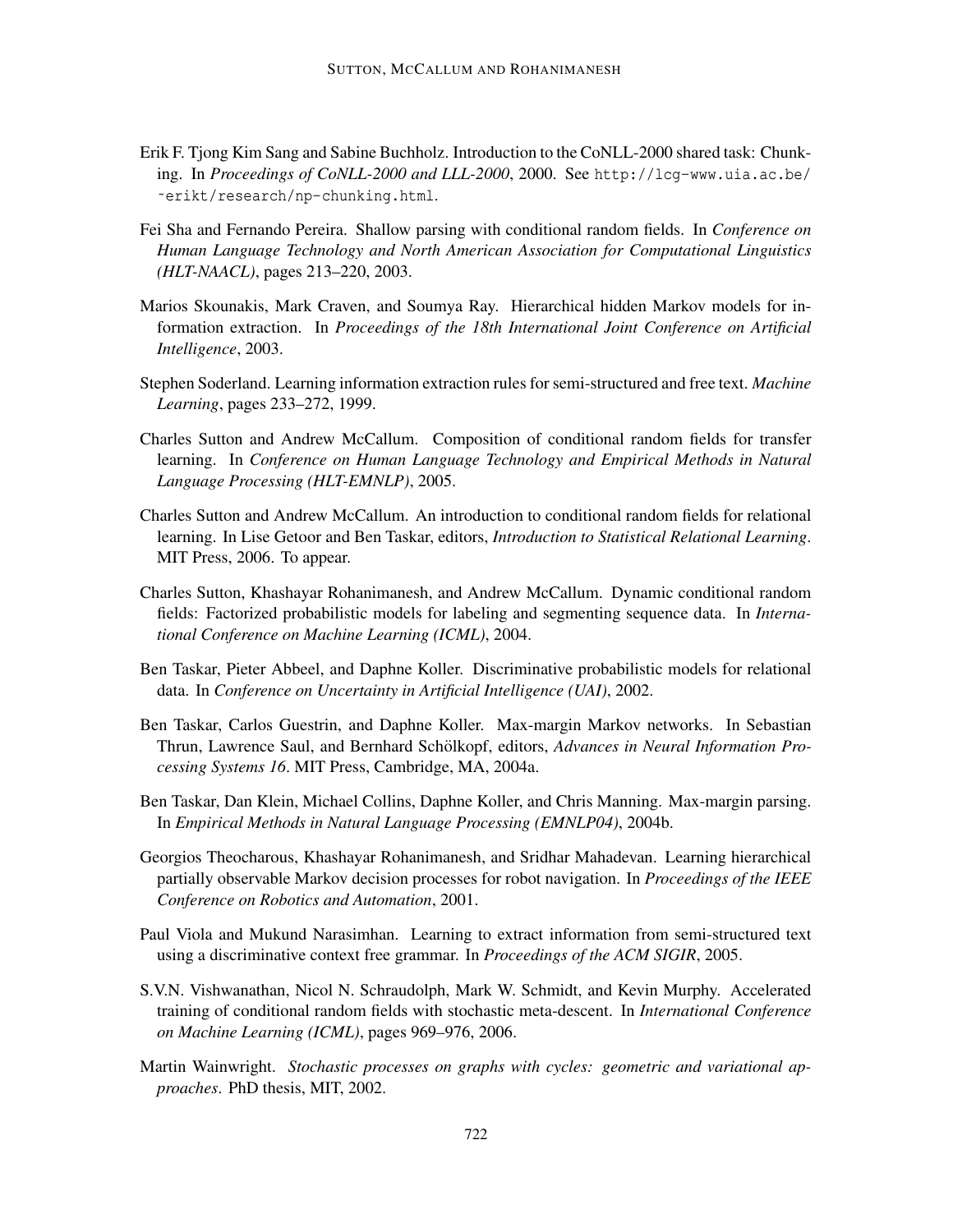Erik F. Tjong Kim Sang and Sabine Buchholz. Introduction to the CoNLL-2000 shared task: Chunking. In *Proceedings of CoNLL-2000 and LLL-2000*, 2000. See http://lcg-www.uia.ac.be/~erikt/research/np-chunking.html.

Fei Sha and Fernando Pereira. Shallow parsing with conditional random fields. In *Conference on Human Language Technology and North American Association for Computational Linguistics (HLT-NAACL)*, pages 213–220, 2003.

Marios Skounakis, Mark Craven, and Soumya Ray. Hierarchical hidden Markov models for information extraction. In *Proceedings of the 18th International Joint Conference on Artificial Intelligence*, 2003.

Stephen Soderland. Learning information extraction rules for semi-structured and free text. *Machine Learning*, pages 233–272, 1999.

Charles Sutton and Andrew McCallum. Composition of conditional random fields for transfer learning. In *Conference on Human Language Technology and Empirical Methods in Natural Language Processing (HLT-EMNLP)*, 2005.

Charles Sutton and Andrew McCallum. An introduction to conditional random fields for relational learning. In Lise Getoor and Ben Taskar, editors, *Introduction to Statistical Relational Learning*. MIT Press, 2006. To appear.

Charles Sutton, Khashayar Rohanimanesh, and Andrew McCallum. Dynamic conditional random fields: Factorized probabilistic models for labeling and segmenting sequence data. In *International Conference on Machine Learning (ICML)*, 2004.

Ben Taskar, Pieter Abbeel, and Daphne Koller. Discriminative probabilistic models for relational data. In *Conference on Uncertainty in Artificial Intelligence (UAI)*, 2002.

Ben Taskar, Carlos Guestrin, and Daphne Koller. Max-margin Markov networks. In Sebastian Thrun, Lawrence Saul, and Bernhard Schölkopf, editors, *Advances in Neural Information Processing Systems 16*. MIT Press, Cambridge, MA, 2004a.

Ben Taskar, Dan Klein, Michael Collins, Daphne Koller, and Chris Manning. Max-margin parsing. In *Empirical Methods in Natural Language Processing (EMNLP04)*, 2004b.

Georgios Theocharous, Khashayar Rohanimanesh, and Sridhar Mahadevan. Learning hierarchical partially observable Markov decision processes for robot navigation. In *Proceedings of the IEEE Conference on Robotics and Automation*, 2001.

Paul Viola and Mukund Narasimhan. Learning to extract information from semi-structured text using a discriminative context free grammar. In *Proceedings of the ACM SIGIR*, 2005.

S.V.N. Vishwanathan, Nicol N. Schraudolph, Mark W. Schmidt, and Kevin Murphy. Accelerated training of conditional random fields with stochastic meta-descent. In *International Conference on Machine Learning (ICML)*, pages 969–976, 2006.

Martin Wainwright. *Stochastic processes on graphs with cycles: geometric and variational approaches*. PhD thesis, MIT, 2002.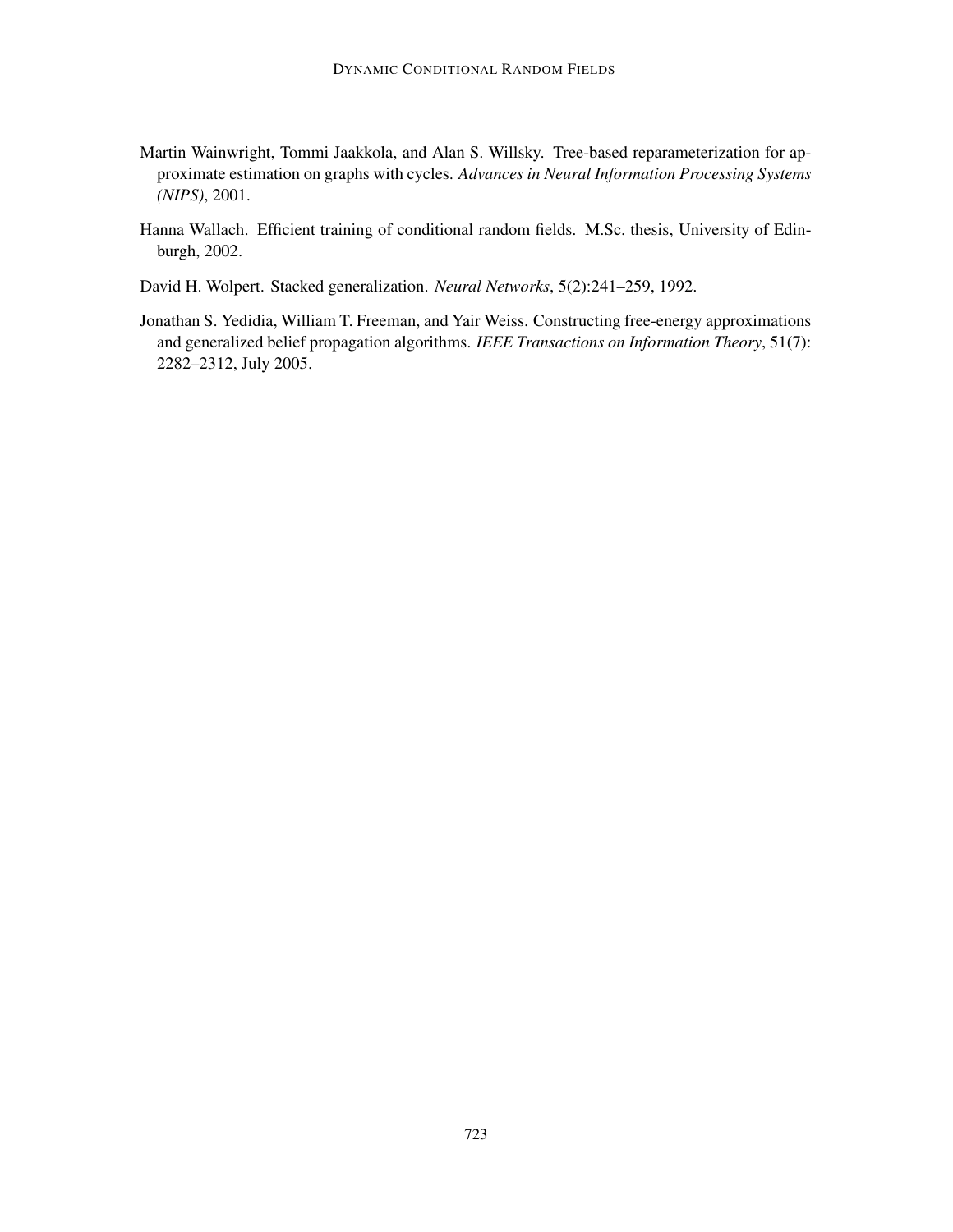Martin Wainwright, Tommi Jaakkola, and Alan S. Willsky. Tree-based reparameterization for approximate estimation on graphs with cycles. *Advances in Neural Information Processing Systems (NIPS)*, 2001.

Hanna Wallach. Efficient training of conditional random fields. M.Sc. thesis, University of Edinburgh, 2002.

David H. Wolpert. Stacked generalization. *Neural Networks*, 5(2):241–259, 1992.

Jonathan S. Yedidia, William T. Freeman, and Yair Weiss. Constructing free-energy approximations and generalized belief propagation algorithms. *IEEE Transactions on Information Theory*, 51(7): 2282–2312, July 2005.